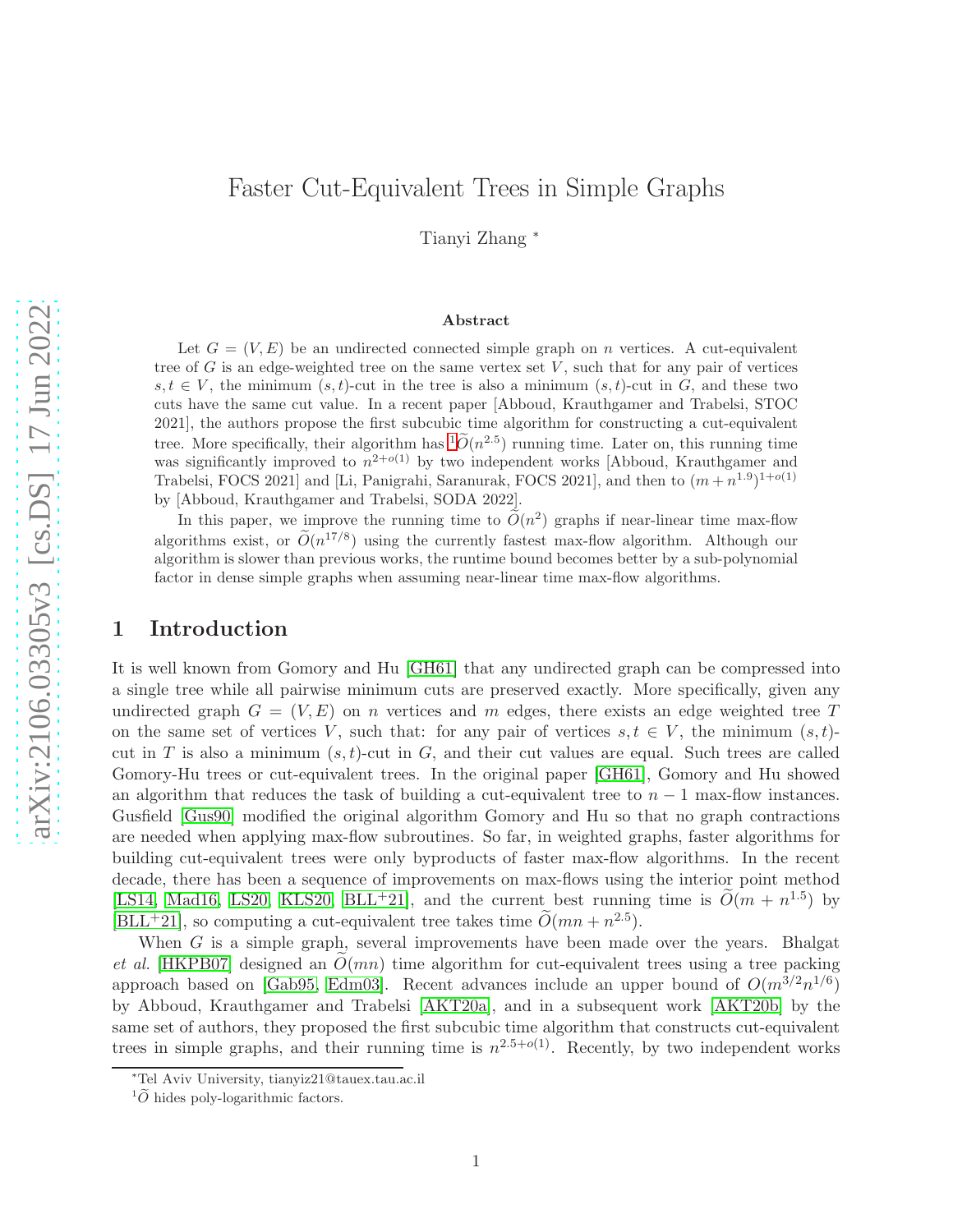# Faster Cut-Equivalent Trees in Simple Graphs

Tianyi Zhang *

### Abstract

Let $G = (V, E)$ be an undirected connected simple graph on $n$ vertices. A cut-equivalent tree of $G$ is an edge-weighted tree on the same vertex set $V$, such that for any pair of vertices $s, t \in V$, the minimum $(s,t)$-cut in the tree is also a minimum $(s,t)$-cut in $G$, and these two cuts have the same cut value. In a recent paper [Abboud, Krauthgamer and Trabelsi, STOC 2021], the authors propose the first subcubic time algorithm for constructing a cut-equivalent tree. More specifically, their algorithm has [1] $\widetilde{O}(n^{2.5})$ running time. Later on, this running time was significantly improved to $n^{2+o(1)}$ by two independent works [Abboud, Krauthgamer and Trabelsi, FOCS 2021] and [Li, Panigrahi, Saranurak, FOCS 2021], and then to $(m + n^{1.9})^{1+o(1)}$ by [Abboud, Krauthgamer and Trabelsi, SODA 2022].

In this paper, we improve the running time to $\widetilde{O}(n^2)$ graphs if near-linear time max-flow algorithms exist, or $\widetilde{O}(n^{17/8})$ using the currently fastest max-flow algorithm. Although our algorithm is slower than previous works, the runtime bound becomes better by a sub-polynomial factor in dense simple graphs when assuming near-linear time max-flow algorithms.

## 1 Introduction

It is well known from Gomory and Hu [GH61] that any undirected graph can be compressed into a single tree while all pairwise minimum cuts are preserved exactly. More specifically, given any undirected graph $G = (V, E)$ on $n$ vertices and $m$ edges, there exists an edge weighted tree $T$ on the same set of vertices $V$, such that: for any pair of vertices $s, t \in V$, the minimum $(s,t)$-cut in $T$ is also a minimum $(s,t)$-cut in $G$, and their cut values are equal. Such trees are called Gomory-Hu trees or cut-equivalent trees. In the original paper [GH61], Gomory and Hu showed an algorithm that reduces the task of building a cut-equivalent tree to $n - 1$ max-flow instances. Gusfield [Gus90] modified the original algorithm Gomory and Hu so that no graph contractions are needed when applying max-flow subroutines. So far, in weighted graphs, faster algorithms for building cut-equivalent trees were only byproducts of faster max-flow algorithms. In the recent decade, there has been a sequence of improvements on max-flows using the interior point method [LS14, Mad16, LS20, KLS20, BLL+21], and the current best running time is $\widetilde{O}(m + n^{1.5})$ by [BLL+21], so computing a cut-equivalent tree takes time $\widetilde{O}(mn + n^{2.5})$.

When $G$ is a simple graph, several improvements have been made over the years. Bhalgat *et al.* [HKPB07] designed an $\widetilde{O}(mn)$ time algorithm for cut-equivalent trees using a tree packing approach based on [Gab95, Edm03]. Recent advances include an upper bound of $O(m^{3/2}n^{1/6})$ by Abboud, Krauthgamer and Trabelsi [AKT20a], and in a subsequent work [AKT20b] by the same set of authors, they proposed the first subcubic time algorithm that constructs cut-equivalent trees in simple graphs, and their running time is $n^{2.5+o(1)}$. Recently, by two independent works

*Tel Aviv University, tianyiz21@tauex.tau.ac.il

[1] $\widetilde{O}$ hides poly-logarithmic factors.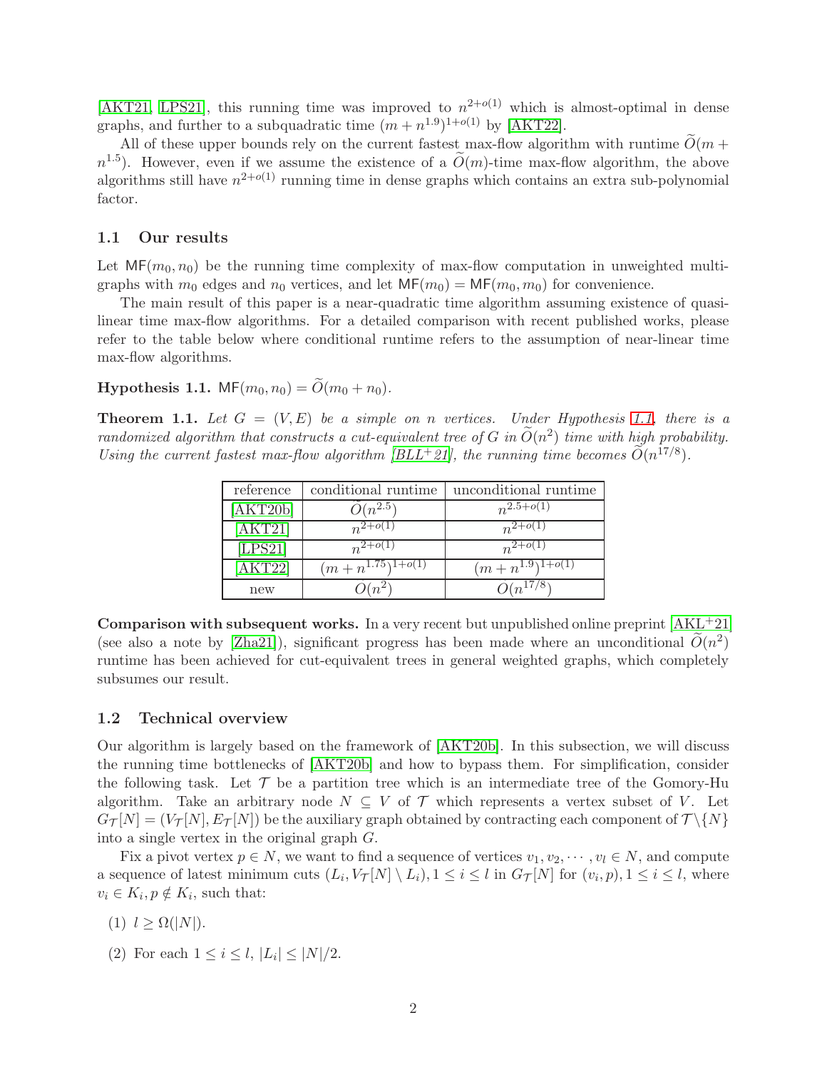[AKT21, LPS21], this running time was improved to $n^{2+o(1)}$ which is almost-optimal in dense graphs, and further to a subquadratic time $(m + n^{1.9})^{1+o(1)}$ by [AKT22].

All of these upper bounds rely on the current fastest max-flow algorithm with runtime $\widetilde{O}(m + n^{1.5})$. However, even if we assume the existence of a $\widetilde{O}(m)$-time max-flow algorithm, the above algorithms still have $n^{2+o(1)}$ running time in dense graphs which contains an extra sub-polynomial factor.

### 1.1 Our results

Let $\mathsf{MF}(m_0, n_0)$ be the running time complexity of max-flow computation in unweighted multi-graphs with $m_0$ edges and $n_0$ vertices, and let $\mathsf{MF}(m_0) = \mathsf{MF}(m_0, m_0)$ for convenience.

The main result of this paper is a near-quadratic time algorithm assuming existence of quasi-linear time max-flow algorithms. For a detailed comparison with recent published works, please refer to the table below where conditional runtime refers to the assumption of near-linear time max-flow algorithms.

**Hypothesis 1.1.** $\mathsf{MF}(m_0, n_0) = \widetilde{O}(m_0 + n_0)$.

**Theorem 1.1.** *Let $G = (V, E)$ be a simple on $n$ vertices. Under Hypothesis 1.1, there is a randomized algorithm that constructs a cut-equivalent tree of $G$ in $\widetilde{O}(n^2)$ time with high probability. Using the current fastest max-flow algorithm [BLL+21], the running time becomes $\widetilde{O}(n^{17/8})$.*

| reference | conditional runtime | unconditional runtime |
|---|---|---|
| [AKT20b] | $\widetilde{O}(n^{2.5})$ | $n^{2.5+o(1)}$ |
| [AKT21] | $n^{2+o(1)}$ | $n^{2+o(1)}$ |
| [LPS21] | $n^{2+o(1)}$ | $n^{2+o(1)}$ |
| [AKT22] | $(m + n^{1.75})^{1+o(1)}$ | $(m + n^{1.9})^{1+o(1)}$ |
| new | $\widetilde{O}(n^2)$ | $\widetilde{O}(n^{17/8})$ |

**Comparison with subsequent works.** In a very recent but unpublished online preprint [AKL+21] (see also a note by [Zha21]), significant progress has been made where an unconditional $\widetilde{O}(n^2)$ runtime has been achieved for cut-equivalent trees in general weighted graphs, which completely subsumes our result.

### 1.2 Technical overview

Our algorithm is largely based on the framework of [AKT20b]. In this subsection, we will discuss the running time bottlenecks of [AKT20b] and how to bypass them. For simplification, consider the following task. Let $\mathcal{T}$ be a partition tree which is an intermediate tree of the Gomory-Hu algorithm. Take an arbitrary node $N \subseteq V$ of $\mathcal{T}$ which represents a vertex subset of $V$. Let $G_{\mathcal{T}}[N] = (V_{\mathcal{T}}[N], E_{\mathcal{T}}[N])$ be the auxiliary graph obtained by contracting each component of $\mathcal{T} \setminus \{N\}$ into a single vertex in the original graph $G$.

Fix a pivot vertex $p \in N$, we want to find a sequence of vertices $v_1, v_2, \cdots, v_l \in N$, and compute a sequence of latest minimum cuts $(L_i, V_{\mathcal{T}}[N] \setminus L_i), 1 \leq i \leq l$ in $G_{\mathcal{T}}[N]$ for $(v_i, p), 1 \leq i \leq l$, where $v_i \in K_i, p \notin K_i$, such that:

(1) $l \geq \Omega(|N|)$.

(2) For each $1 \leq i \leq l$, $|L_i| \leq |N|/2$.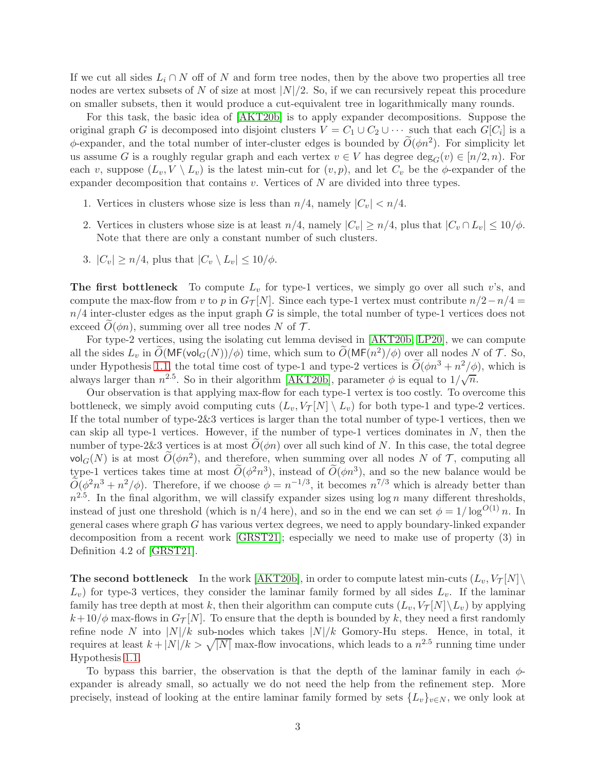If we cut all sides $L_i \cap N$ off of $N$ and form tree nodes, then by the above two properties all tree nodes are vertex subsets of $N$ of size at most $|N|/2$. So, if we can recursively repeat this procedure on smaller subsets, then it would produce a cut-equivalent tree in logarithmically many rounds.

For this task, the basic idea of [AKT20b] is to apply expander decompositions. Suppose the original graph $G$ is decomposed into disjoint clusters $V = C_1 \cup C_2 \cup \cdots$ such that each $G[C_i]$ is a $\phi$-expander, and the total number of inter-cluster edges is bounded by $\widetilde{O}(\phi n^2)$. For simplicity let us assume $G$ is a roughly regular graph and each vertex $v \in V$ has degree $\deg_G(v) \in [n/2, n)$. For each $v$, suppose $(L_v, V \setminus L_v)$ is the latest min-cut for $(v, p)$, and let $C_v$ be the $\phi$-expander of the expander decomposition that contains $v$. Vertices of $N$ are divided into three types.

1. Vertices in clusters whose size is less than $n/4$, namely $|C_v| < n/4$.
2. Vertices in clusters whose size is at least $n/4$, namely $|C_v| \geq n/4$, plus that $|C_v \cap L_v| \leq 10/\phi$. Note that there are only a constant number of such clusters.
3. $|C_v| \geq n/4$, plus that $|C_v \setminus L_v| \leq 10/\phi$.

**The first bottleneck** To compute $L_v$ for type-1 vertices, we simply go over all such $v$'s, and compute the max-flow from $v$ to $p$ in $G_{\mathcal{T}}[N]$. Since each type-1 vertex must contribute $n/2 - n/4 = n/4$ inter-cluster edges as the input graph $G$ is simple, the total number of type-1 vertices does not exceed $\widetilde{O}(\phi n)$, summing over all tree nodes $N$ of $\mathcal{T}$.

For type-2 vertices, using the isolating cut lemma devised in [AKT20b, LP20], we can compute all the sides $L_v$ in $\widetilde{O}(\mathsf{MF}(\mathsf{vol}_G(N))/\phi)$ time, which sum to $\widetilde{O}(\mathsf{MF}(n^2)/\phi)$ over all nodes $N$ of $\mathcal{T}$. So, under Hypothesis 1.1 the total time cost of type-1 and type-2 vertices is $\widetilde{O}(\phi n^3 + n^2/\phi)$, which is always larger than $n^{2.5}$. So in their algorithm [AKT20b], parameter $\phi$ is equal to $1/\sqrt{n}$.

Our observation is that applying max-flow for each type-1 vertex is too costly. To overcome this bottleneck, we simply avoid computing cuts $(L_v, V_{\mathcal{T}}[N] \setminus L_v)$ for both type-1 and type-2 vertices. If the total number of type-2&3 vertices is larger than the total number of type-1 vertices, then we can skip all type-1 vertices. However, if the number of type-1 vertices dominates in $N$, then the number of type-2&3 vertices is at most $\widetilde{O}(\phi n)$ over all such kind of $N$. In this case, the total degree $\mathsf{vol}_G(N)$ is at most $\widetilde{O}(\phi n^2)$, and therefore, when summing over all nodes $N$ of $\mathcal{T}$, computing all type-1 vertices takes time at most $\widetilde{O}(\phi^2 n^3)$, instead of $\widetilde{O}(\phi n^3)$, and so the new balance would be $\widetilde{O}(\phi^2 n^3 + n^2/\phi)$. Therefore, if we choose $\phi = n^{-1/3}$, it becomes $n^{7/3}$ which is already better than $n^{2.5}$. In the final algorithm, we will classify expander sizes using $\log n$ many different thresholds, instead of just one threshold (which is n/4 here), and so in the end we can set $\phi = 1/\log^{O(1)} n$. In general cases where graph $G$ has various vertex degrees, we need to apply boundary-linked expander decomposition from a recent work [GRST21]; especially we need to make use of property (3) in Definition 4.2 of [GRST21].

**The second bottleneck** In the work [AKT20b], in order to compute latest min-cuts $(L_v, V_{\mathcal{T}}[N] \setminus L_v)$ for type-3 vertices, they consider the laminar family formed by all sides $L_v$. If the laminar family has tree depth at most $k$, then their algorithm can compute cuts $(L_v, V_{\mathcal{T}}[N] \setminus L_v)$ by applying $k + 10/\phi$ max-flows in $G_{\mathcal{T}}[N]$. To ensure that the depth is bounded by $k$, they need a first randomly refine node $N$ into $|N|/k$ sub-nodes which takes $|N|/k$ Gomory-Hu steps. Hence, in total, it requires at least $k + |N|/k > \sqrt{|N|}$ max-flow invocations, which leads to a $n^{2.5}$ running time under Hypothesis 1.1.

To bypass this barrier, the observation is that the depth of the laminar family in each $\phi$-expander is already small, so actually we do not need the help from the refinement step. More precisely, instead of looking at the entire laminar family formed by sets $\{L_v\}_{v \in N}$, we only look at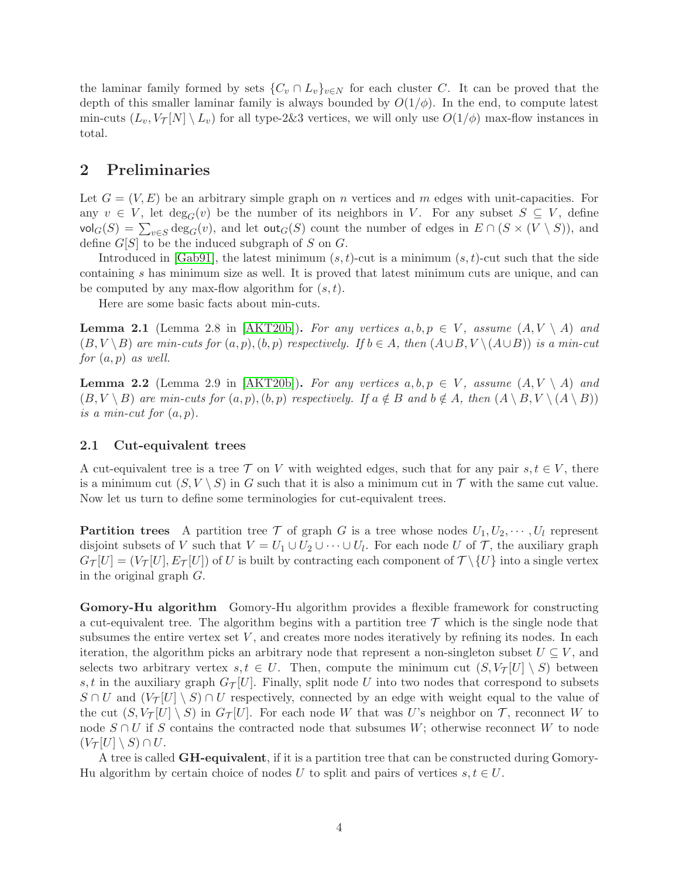the laminar family formed by sets $\{C_v \cap L_v\}_{v \in N}$ for each cluster $C$. It can be proved that the depth of this smaller laminar family is always bounded by $O(1/\phi)$. In the end, to compute latest min-cuts $(L_v, V_{\mathcal{T}}[N] \setminus L_v)$ for all type-2&3 vertices, we will only use $O(1/\phi)$ max-flow instances in total.

## 2 Preliminaries

Let $G = (V, E)$ be an arbitrary simple graph on $n$ vertices and $m$ edges with unit-capacities. For any $v \in V$, let $\deg_G(v)$ be the number of its neighbors in $V$. For any subset $S \subseteq V$, define $\mathsf{vol}_G(S) = \sum_{v \in S} \deg_G(v)$, and let $\mathsf{out}_G(S)$ count the number of edges in $E \cap (S \times (V \setminus S))$, and define $G[S]$ to be the induced subgraph of $S$ on $G$.

Introduced in [Gab91], the latest minimum $(s,t)$-cut is a minimum $(s,t)$-cut such that the side containing $s$ has minimum size as well. It is proved that latest minimum cuts are unique, and can be computed by any max-flow algorithm for $(s,t)$.

Here are some basic facts about min-cuts.

**Lemma 2.1** (Lemma 2.8 in [AKT20b]). *For any vertices $a, b, p \in V$, assume $(A, V \setminus A)$ and $(B, V \setminus B)$ are min-cuts for $(a,p), (b,p)$ respectively. If $b \in A$, then $(A \cup B, V \setminus (A \cup B))$ is a min-cut for $(a,p)$ as well.*

**Lemma 2.2** (Lemma 2.9 in [AKT20b]). *For any vertices $a, b, p \in V$, assume $(A, V \setminus A)$ and $(B, V \setminus B)$ are min-cuts for $(a,p), (b,p)$ respectively. If $a \notin B$ and $b \notin A$, then $(A \setminus B, V \setminus (A \setminus B))$ is a min-cut for $(a,p)$.*

### 2.1 Cut-equivalent trees

A cut-equivalent tree is a tree $\mathcal{T}$ on $V$ with weighted edges, such that for any pair $s, t \in V$, there is a minimum cut $(S, V \setminus S)$ in $G$ such that it is also a minimum cut in $\mathcal{T}$ with the same cut value. Now let us turn to define some terminologies for cut-equivalent trees.

**Partition trees** A partition tree $\mathcal{T}$ of graph $G$ is a tree whose nodes $U_1, U_2, \cdots, U_l$ represent disjoint subsets of $V$ such that $V = U_1 \cup U_2 \cup \cdots \cup U_l$. For each node $U$ of $\mathcal{T}$, the auxiliary graph $G_{\mathcal{T}}[U] = (V_{\mathcal{T}}[U], E_{\mathcal{T}}[U])$ of $U$ is built by contracting each component of $\mathcal{T} \setminus \{U\}$ into a single vertex in the original graph $G$.

**Gomory-Hu algorithm** Gomory-Hu algorithm provides a flexible framework for constructing a cut-equivalent tree. The algorithm begins with a partition tree $\mathcal{T}$ which is the single node that subsumes the entire vertex set $V$, and creates more nodes iteratively by refining its nodes. In each iteration, the algorithm picks an arbitrary node that represent a non-singleton subset $U \subseteq V$, and selects two arbitrary vertex $s, t \in U$. Then, compute the minimum cut $(S, V_{\mathcal{T}}[U] \setminus S)$ between $s, t$ in the auxiliary graph $G_{\mathcal{T}}[U]$. Finally, split node $U$ into two nodes that correspond to subsets $S \cap U$ and $(V_{\mathcal{T}}[U] \setminus S) \cap U$ respectively, connected by an edge with weight equal to the value of the cut $(S, V_{\mathcal{T}}[U] \setminus S)$ in $G_{\mathcal{T}}[U]$. For each node $W$ that was $U$'s neighbor on $\mathcal{T}$, reconnect $W$ to node $S \cap U$ if $S$ contains the contracted node that subsumes $W$; otherwise reconnect $W$ to node $(V_{\mathcal{T}}[U] \setminus S) \cap U$.

A tree is called **GH-equivalent**, if it is a partition tree that can be constructed during Gomory-Hu algorithm by certain choice of nodes $U$ to split and pairs of vertices $s, t \in U$.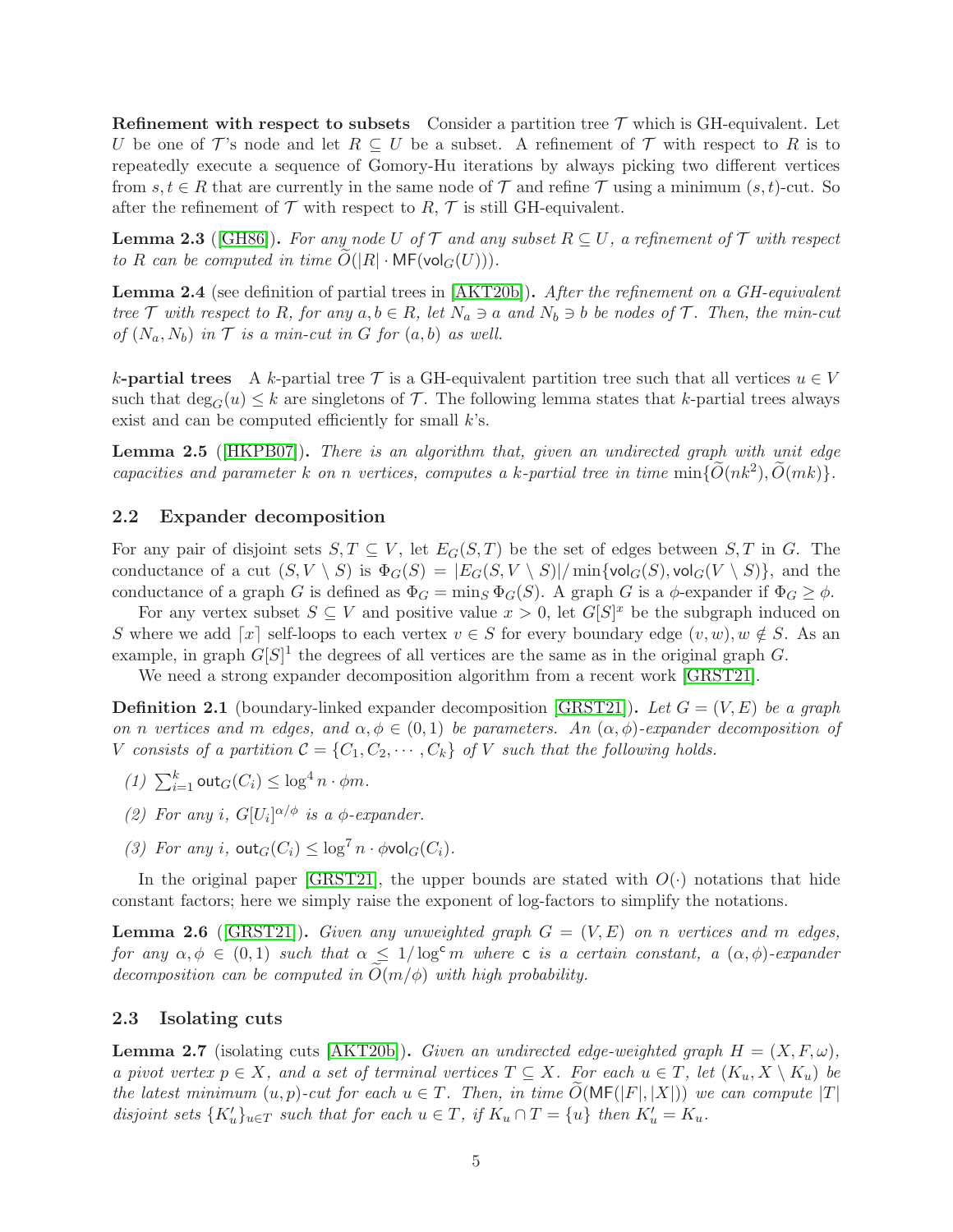**Refinement with respect to subsets** Consider a partition tree $\mathcal{T}$ which is GH-equivalent. Let $U$ be one of $\mathcal{T}$'s node and let $R \subseteq U$ be a subset. A refinement of $\mathcal{T}$ with respect to $R$ is to repeatedly execute a sequence of Gomory-Hu iterations by always picking two different vertices from $s, t \in R$ that are currently in the same node of $\mathcal{T}$ and refine $\mathcal{T}$ using a minimum $(s,t)$-cut. So after the refinement of $\mathcal{T}$ with respect to $R$, $\mathcal{T}$ is still GH-equivalent.

**Lemma 2.3** ([GH86]). *For any node $U$ of $\mathcal{T}$ and any subset $R \subseteq U$, a refinement of $\mathcal{T}$ with respect to $R$ can be computed in time $\widetilde{O}(|R| \cdot \mathsf{MF}(\mathsf{vol}_G(U)))$.*

**Lemma 2.4** (see definition of partial trees in [AKT20b]). *After the refinement on a GH-equivalent tree $\mathcal{T}$ with respect to $R$, for any $a, b \in R$, let $N_a \ni a$ and $N_b \ni b$ be nodes of $\mathcal{T}$. Then, the min-cut of $(N_a, N_b)$ in $\mathcal{T}$ is a min-cut in $G$ for $(a,b)$ as well.*

**$k$-partial trees** A $k$-partial tree $\mathcal{T}$ is a GH-equivalent partition tree such that all vertices $u \in V$ such that $\deg_G(u) \leq k$ are singletons of $\mathcal{T}$. The following lemma states that $k$-partial trees always exist and can be computed efficiently for small $k$'s.

**Lemma 2.5** ([HKPB07]). *There is an algorithm that, given an undirected graph with unit edge capacities and parameter $k$ on $n$ vertices, computes a $k$-partial tree in time $\min\{\widetilde{O}(nk^2), \widetilde{O}(mk)\}$.*

## 2.2 Expander decomposition

For any pair of disjoint sets $S, T \subseteq V$, let $E_G(S,T)$ be the set of edges between $S, T$ in $G$. The conductance of a cut $(S, V \setminus S)$ is $\Phi_G(S) = |E_G(S, V \setminus S)| / \min\{\mathsf{vol}_G(S), \mathsf{vol}_G(V \setminus S)\}$, and the conductance of a graph $G$ is defined as $\Phi_G = \min_S \Phi_G(S)$. A graph $G$ is a $\phi$-expander if $\Phi_G \geq \phi$.

For any vertex subset $S \subseteq V$ and positive value $x > 0$, let $G[S]^x$ be the subgraph induced on $S$ where we add $\lceil x \rceil$ self-loops to each vertex $v \in S$ for every boundary edge $(v, w), w \notin S$. As an example, in graph $G[S]^1$ the degrees of all vertices are the same as in the original graph $G$.

We need a strong expander decomposition algorithm from a recent work [GRST21].

**Definition 2.1** (boundary-linked expander decomposition [GRST21]). *Let $G = (V, E)$ be a graph on $n$ vertices and $m$ edges, and $\alpha, \phi \in (0,1)$ be parameters. An $(\alpha, \phi)$-expander decomposition of $V$ consists of a partition $\mathcal{C} = \{C_1, C_2, \cdots, C_k\}$ of $V$ such that the following holds.*

*(1) $\sum_{i=1}^{k} \mathsf{out}_G(C_i) \leq \log^4 n \cdot \phi m$.*

*(2) For any $i$, $G[U_i]^{\alpha/\phi}$ is a $\phi$-expander.*

*(3) For any $i$, $\mathsf{out}_G(C_i) \leq \log^7 n \cdot \phi \mathsf{vol}_G(C_i)$.*

In the original paper [GRST21], the upper bounds are stated with $O(\cdot)$ notations that hide constant factors; here we simply raise the exponent of log-factors to simplify the notations.

**Lemma 2.6** ([GRST21]). *Given any unweighted graph $G = (V, E)$ on $n$ vertices and $m$ edges, for any $\alpha, \phi \in (0,1)$ such that $\alpha \leq 1/\log^{\mathsf{c}} m$ where $\mathsf{c}$ is a certain constant, a $(\alpha, \phi)$-expander decomposition can be computed in $\widetilde{O}(m/\phi)$ with high probability.*

## 2.3 Isolating cuts

**Lemma 2.7** (isolating cuts [AKT20b]). *Given an undirected edge-weighted graph $H = (X, F, \omega)$, a pivot vertex $p \in X$, and a set of terminal vertices $T \subseteq X$. For each $u \in T$, let $(K_u, X \setminus K_u)$ be the latest minimum $(u,p)$-cut for each $u \in T$. Then, in time $\widetilde{O}(\mathsf{MF}(|F|, |X|))$ we can compute $|T|$ disjoint sets $\{K'_u\}_{u \in T}$ such that for each $u \in T$, if $K_u \cap T = \{u\}$ then $K'_u = K_u$.*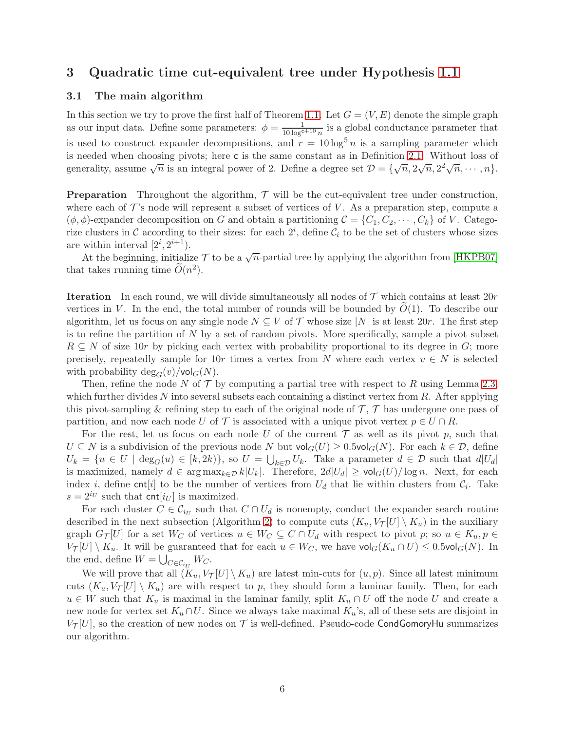# 3 Quadratic time cut-equivalent tree under Hypothesis 1.1

## 3.1 The main algorithm

In this section we try to prove the first half of Theorem 1.1. Let $G = (V, E)$ denote the simple graph as our input data. Define some parameters: $\phi = \frac{1}{10 \log^{\mathsf{c}+10} n}$ is a global conductance parameter that is used to construct expander decompositions, and $r = 10 \log^5 n$ is a sampling parameter which is needed when choosing pivots; here $\mathsf{c}$ is the same constant as in Definition 2.1. Without loss of generality, assume $\sqrt{n}$ is an integral power of 2. Define a degree set $\mathcal{D} = \{\sqrt{n}, 2\sqrt{n}, 2^2\sqrt{n}, \cdots, n\}$.

**Preparation** Throughout the algorithm, $\mathcal{T}$ will be the cut-equivalent tree under construction, where each of $\mathcal{T}$'s node will represent a subset of vertices of $V$. As a preparation step, compute a $(\phi, \phi)$-expander decomposition on $G$ and obtain a partitioning $\mathcal{C} = \{C_1, C_2, \cdots, C_k\}$ of $V$. Categorize clusters in $\mathcal{C}$ according to their sizes: for each $2^i$, define $\mathcal{C}_i$ to be the set of clusters whose sizes are within interval $[2^i, 2^{i+1})$.

At the beginning, initialize $\mathcal{T}$ to be a $\sqrt{n}$-partial tree by applying the algorithm from [HKPB07] that takes running time $\widetilde{O}(n^2)$.

**Iteration** In each round, we will divide simultaneously all nodes of $\mathcal{T}$ which contains at least $20r$ vertices in $V$. In the end, the total number of rounds will be bounded by $\widetilde{O}(1)$. To describe our algorithm, let us focus on any single node $N \subseteq V$ of $\mathcal{T}$ whose size $|N|$ is at least $20r$. The first step is to refine the partition of $N$ by a set of random pivots. More specifically, sample a pivot subset $R \subseteq N$ of size $10r$ by picking each vertex with probability proportional to its degree in $G$; more precisely, repeatedly sample for $10r$ times a vertex from $N$ where each vertex $v \in N$ is selected with probability $\deg_G(v)/\mathsf{vol}_G(N)$.

Then, refine the node $N$ of $\mathcal{T}$ by computing a partial tree with respect to $R$ using Lemma 2.3, which further divides $N$ into several subsets each containing a distinct vertex from $R$. After applying this pivot-sampling & refining step to each of the original node of $\mathcal{T}$, $\mathcal{T}$ has undergone one pass of partition, and now each node $U$ of $\mathcal{T}$ is associated with a unique pivot vertex $p \in U \cap R$.

For the rest, let us focus on each node $U$ of the current $\mathcal{T}$ as well as its pivot $p$, such that $U \subseteq N$ is a subdivision of the previous node $N$ but $\mathsf{vol}_G(U) \geq 0.5\mathsf{vol}_G(N)$. For each $k \in \mathcal{D}$, define $U_k = \{u \in U \mid \deg_G(u) \in [k, 2k)\}$, so $U = \bigcup_{k \in \mathcal{D}} U_k$. Take a parameter $d \in \mathcal{D}$ such that $d|U_d|$ is maximized, namely $d \in \arg\max_{k \in \mathcal{D}} k|U_k|$. Therefore, $2d|U_d| \geq \mathsf{vol}_G(U)/\log n$. Next, for each index $i$, define $\mathsf{cnt}[i]$ to be the number of vertices from $U_d$ that lie within clusters from $\mathcal{C}_i$. Take $s = 2^{i_U}$ such that $\mathsf{cnt}[i_U]$ is maximized.

For each cluster $C \in \mathcal{C}_{i_U}$ such that $C \cap U_d$ is nonempty, conduct the expander search routine described in the next subsection (Algorithm 2) to compute cuts $(K_u, V_{\mathcal{T}}[U] \setminus K_u)$ in the auxiliary graph $G_{\mathcal{T}}[U]$ for a set $W_C$ of vertices $u \in W_C \subseteq C \cap U_d$ with respect to pivot $p$; so $u \in K_u, p \in V_{\mathcal{T}}[U] \setminus K_u$. It will be guaranteed that for each $u \in W_C$, we have $\mathsf{vol}_G(K_u \cap U) \leq 0.5\mathsf{vol}_G(N)$. In the end, define $W = \bigcup_{C \in \mathcal{C}_{i_U}} W_C$.

We will prove that all $(K_u, V_{\mathcal{T}}[U] \setminus K_u)$ are latest min-cuts for $(u, p)$. Since all latest minimum cuts $(K_u, V_{\mathcal{T}}[U] \setminus K_u)$ are with respect to $p$, they should form a laminar family. Then, for each $u \in W$ such that $K_u$ is maximal in the laminar family, split $K_u \cap U$ off the node $U$ and create a new node for vertex set $K_u \cap U$. Since we always take maximal $K_u$'s, all of these sets are disjoint in $V_{\mathcal{T}}[U]$, so the creation of new nodes on $\mathcal{T}$ is well-defined. Pseudo-code $\mathsf{CondGomoryHu}$ summarizes our algorithm.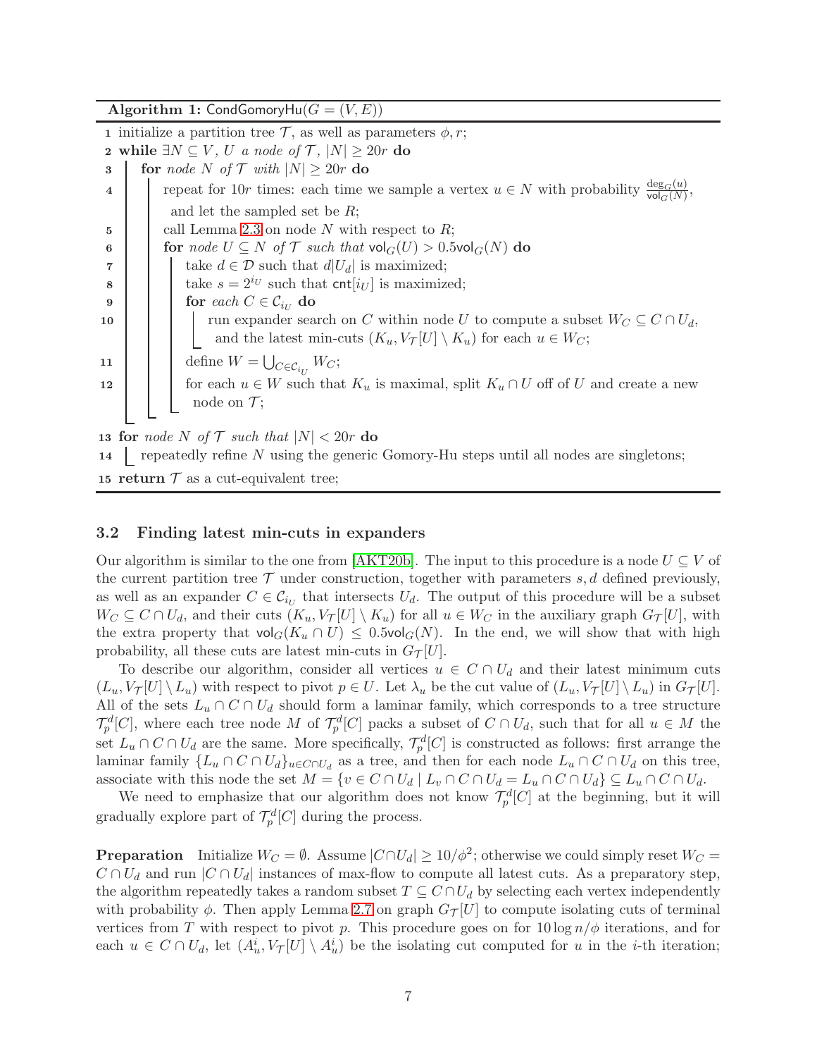**Algorithm 1:** CondGomoryHu($G = (V, E)$)

```
1  initialize a partition tree T, as well as parameters φ, r;
2  while ∃N ⊆ V, U a node of T, |N| ≥ 20r do
3      for node N of T with |N| ≥ 20r do
4          repeat for 10r times: each time we sample a vertex u ∈ N with probability deg_G(u)/vol_G(N),
           and let the sampled set be R;
5          call Lemma 2.3 on node N with respect to R;
6          for node U ⊆ N of T such that vol_G(U) > 0.5vol_G(N) do
7              take d ∈ D such that d|U_d| is maximized;
8              take s = 2^{i_U} such that cnt[i_U] is maximized;
9              for each C ∈ C_{i_U} do
10                 run expander search on C within node U to compute a subset W_C ⊆ C ∩ U_d,
                   and the latest min-cuts (K_u, V_T[U] \ K_u) for each u ∈ W_C;
11             define W = ⋃_{C∈C_{i_U}} W_C;
12             for each u ∈ W such that K_u is maximal, split K_u ∩ U off of U and create a new
               node on T;
13 for node N of T such that |N| < 20r do
14     repeatedly refine N using the generic Gomory-Hu steps until all nodes are singletons;
15 return T as a cut-equivalent tree;
```

### 3.2 Finding latest min-cuts in expanders

Our algorithm is similar to the one from [AKT20b]. The input to this procedure is a node $U \subseteq V$ of the current partition tree $\mathcal{T}$ under construction, together with parameters $s, d$ defined previously, as well as an expander $C \in \mathcal{C}_{i_U}$ that intersects $U_d$. The output of this procedure will be a subset $W_C \subseteq C \cap U_d$, and their cuts $(K_u, V_{\mathcal{T}}[U] \setminus K_u)$ for all $u \in W_C$ in the auxiliary graph $G_{\mathcal{T}}[U]$, with the extra property that $\mathsf{vol}_G(K_u \cap U) \leq 0.5\mathsf{vol}_G(N)$. In the end, we will show that with high probability, all these cuts are latest min-cuts in $G_{\mathcal{T}}[U]$.

To describe our algorithm, consider all vertices $u \in C \cap U_d$ and their latest minimum cuts $(L_u, V_{\mathcal{T}}[U] \setminus L_u)$ with respect to pivot $p \in U$. Let $\lambda_u$ be the cut value of $(L_u, V_{\mathcal{T}}[U] \setminus L_u)$ in $G_{\mathcal{T}}[U]$. All of the sets $L_u \cap C \cap U_d$ should form a laminar family, which corresponds to a tree structure $\mathcal{T}_p^d[C]$, where each tree node $M$ of $\mathcal{T}_p^d[C]$ packs a subset of $C \cap U_d$, such that for all $u \in M$ the set $L_u \cap C \cap U_d$ are the same. More specifically, $\mathcal{T}_p^d[C]$ is constructed as follows: first arrange the laminar family $\{L_u \cap C \cap U_d\}_{u \in C \cap U_d}$ as a tree, and then for each node $L_u \cap C \cap U_d$ on this tree, associate with this node the set $M = \{v \in C \cap U_d \mid L_v \cap C \cap U_d = L_u \cap C \cap U_d\} \subseteq L_u \cap C \cap U_d$.

We need to emphasize that our algorithm does not know $\mathcal{T}_p^d[C]$ at the beginning, but it will gradually explore part of $\mathcal{T}_p^d[C]$ during the process.

**Preparation** Initialize $W_C = \emptyset$. Assume $|C \cap U_d| \geq 10/\phi^2$; otherwise we could simply reset $W_C = C \cap U_d$ and run $|C \cap U_d|$ instances of max-flow to compute all latest cuts. As a preparatory step, the algorithm repeatedly takes a random subset $T \subseteq C \cap U_d$ by selecting each vertex independently with probability $\phi$. Then apply Lemma 2.7 on graph $G_{\mathcal{T}}[U]$ to compute isolating cuts of terminal vertices from $T$ with respect to pivot $p$. This procedure goes on for $10 \log n/\phi$ iterations, and for each $u \in C \cap U_d$, let $(A_u^i, V_{\mathcal{T}}[U] \setminus A_u^i)$ be the isolating cut computed for $u$ in the $i$-th iteration;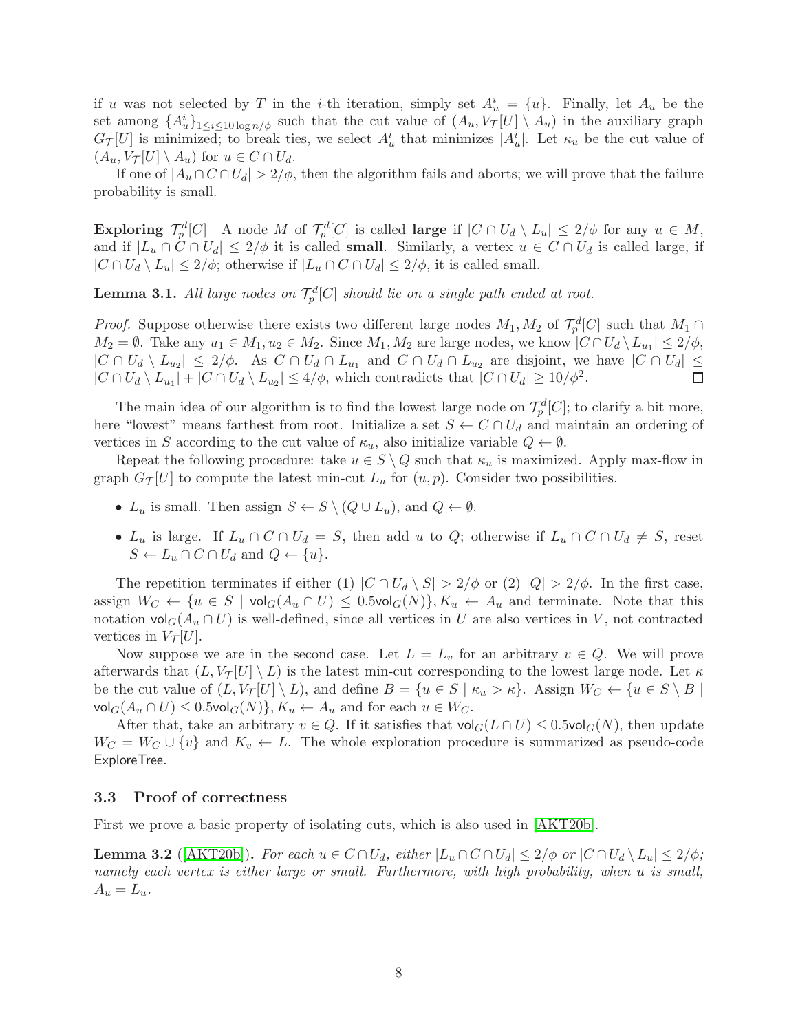if $u$ was not selected by $T$ in the $i$-th iteration, simply set $A_u^i = \{u\}$. Finally, let $A_u$ be the set among $\{A_u^i\}_{1\leq i\leq 10\log n/\phi}$ such that the cut value of $(A_u, V_{\mathcal{T}}[U] \setminus A_u)$ in the auxiliary graph $G_{\mathcal{T}}[U]$ is minimized; to break ties, we select $A_u^i$ that minimizes $|A_u^i|$. Let $\kappa_u$ be the cut value of $(A_u, V_{\mathcal{T}}[U] \setminus A_u)$ for $u \in C \cap U_d$.

If one of $|A_u \cap C \cap U_d| > 2/\phi$, then the algorithm fails and aborts; we will prove that the failure probability is small.

**Exploring $\mathcal{T}_p^d[C]$** A node $M$ of $\mathcal{T}_p^d[C]$ is called **large** if $|C \cap U_d \setminus L_u| \leq 2/\phi$ for any $u \in M$, and if $|L_u \cap C \cap U_d| \leq 2/\phi$ it is called **small**. Similarly, a vertex $u \in C \cap U_d$ is called large, if $|C \cap U_d \setminus L_u| \leq 2/\phi$; otherwise if $|L_u \cap C \cap U_d| \leq 2/\phi$, it is called small.

**Lemma 3.1.** *All large nodes on $\mathcal{T}_p^d[C]$ should lie on a single path ended at root.*

*Proof.* Suppose otherwise there exists two different large nodes $M_1, M_2$ of $\mathcal{T}_p^d[C]$ such that $M_1 \cap M_2 = \emptyset$. Take any $u_1 \in M_1, u_2 \in M_2$. Since $M_1, M_2$ are large nodes, we know $|C \cap U_d \setminus L_{u_1}| \leq 2/\phi$, $|C \cap U_d \setminus L_{u_2}| \leq 2/\phi$. As $C \cap U_d \cap L_{u_1}$ and $C \cap U_d \cap L_{u_2}$ are disjoint, we have $|C \cap U_d| \leq |C \cap U_d \setminus L_{u_1}| + |C \cap U_d \setminus L_{u_2}| \leq 4/\phi$, which contradicts that $|C \cap U_d| \geq 10/\phi^2$. $\square$

The main idea of our algorithm is to find the lowest large node on $\mathcal{T}_p^d[C]$; to clarify a bit more, here "lowest" means farthest from root. Initialize a set $S \leftarrow C \cap U_d$ and maintain an ordering of vertices in $S$ according to the cut value of $\kappa_u$, also initialize variable $Q \leftarrow \emptyset$.

Repeat the following procedure: take $u \in S \setminus Q$ such that $\kappa_u$ is maximized. Apply max-flow in graph $G_{\mathcal{T}}[U]$ to compute the latest min-cut $L_u$ for $(u, p)$. Consider two possibilities.

- $L_u$ is small. Then assign $S \leftarrow S \setminus (Q \cup L_u)$, and $Q \leftarrow \emptyset$.
- $L_u$ is large. If $L_u \cap C \cap U_d = S$, then add $u$ to $Q$; otherwise if $L_u \cap C \cap U_d \neq S$, reset $S \leftarrow L_u \cap C \cap U_d$ and $Q \leftarrow \{u\}$.

The repetition terminates if either (1) $|C \cap U_d \setminus S| > 2/\phi$ or (2) $|Q| > 2/\phi$. In the first case, assign $W_C \leftarrow \{u \in S \mid \mathsf{vol}_G(A_u \cap U) \leq 0.5\mathsf{vol}_G(N)\}, K_u \leftarrow A_u$ and terminate. Note that this notation $\mathsf{vol}_G(A_u \cap U)$ is well-defined, since all vertices in $U$ are also vertices in $V$, not contracted vertices in $V_{\mathcal{T}}[U]$.

Now suppose we are in the second case. Let $L = L_v$ for an arbitrary $v \in Q$. We will prove afterwards that $(L, V_{\mathcal{T}}[U] \setminus L)$ is the latest min-cut corresponding to the lowest large node. Let $\kappa$ be the cut value of $(L, V_{\mathcal{T}}[U] \setminus L)$, and define $B = \{u \in S \mid \kappa_u > \kappa\}$. Assign $W_C \leftarrow \{u \in S \setminus B \mid \mathsf{vol}_G(A_u \cap U) \leq 0.5\mathsf{vol}_G(N)\}, K_u \leftarrow A_u$ and for each $u \in W_C$.

After that, take an arbitrary $v \in Q$. If it satisfies that $\mathsf{vol}_G(L \cap U) \leq 0.5\mathsf{vol}_G(N)$, then update $W_C = W_C \cup \{v\}$ and $K_v \leftarrow L$. The whole exploration procedure is summarized as pseudo-code ExploreTree.

### 3.3 Proof of correctness

First we prove a basic property of isolating cuts, which is also used in [AKT20b].

**Lemma 3.2** ([AKT20b])**.** *For each $u \in C \cap U_d$, either $|L_u \cap C \cap U_d| \leq 2/\phi$ or $|C \cap U_d \setminus L_u| \leq 2/\phi$; namely each vertex is either large or small. Furthermore, with high probability, when $u$ is small, $A_u = L_u$.*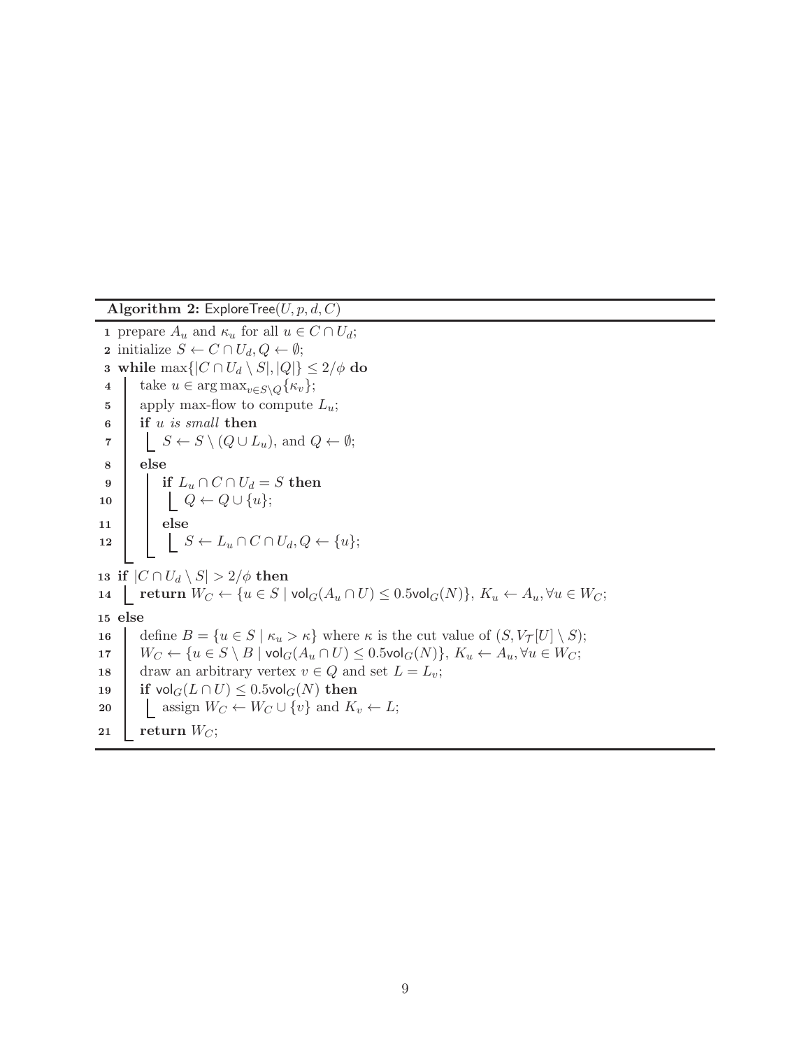**Algorithm 2:** ExploreTree$(U, p, d, C)$

```
1  prepare A_u and κ_u for all u ∈ C ∩ U_d;
2  initialize S ← C ∩ U_d, Q ← ∅;
3  while max{|C ∩ U_d \ S|, |Q|} ≤ 2/φ do
4      take u ∈ arg max_{v∈S\Q} {κ_v};
5      apply max-flow to compute L_u;
6      if u is small then
7          S ← S \ (Q ∪ L_u), and Q ← ∅;
8      else
9          if L_u ∩ C ∩ U_d = S then
10             Q ← Q ∪ {u};
11         else
12             S ← L_u ∩ C ∩ U_d, Q ← {u};
13 if |C ∩ U_d \ S| > 2/φ then
14     return W_C ← {u ∈ S | vol_G(A_u ∩ U) ≤ 0.5vol_G(N)}, K_u ← A_u, ∀u ∈ W_C;
15 else
16     define B = {u ∈ S | κ_u > κ} where κ is the cut value of (S, V_T[U] \ S);
17     W_C ← {u ∈ S \ B | vol_G(A_u ∩ U) ≤ 0.5vol_G(N)}, K_u ← A_u, ∀u ∈ W_C;
18     draw an arbitrary vertex v ∈ Q and set L = L_v;
19     if vol_G(L ∩ U) ≤ 0.5vol_G(N) then
20         assign W_C ← W_C ∪ {v} and K_v ← L;
21     return W_C;
```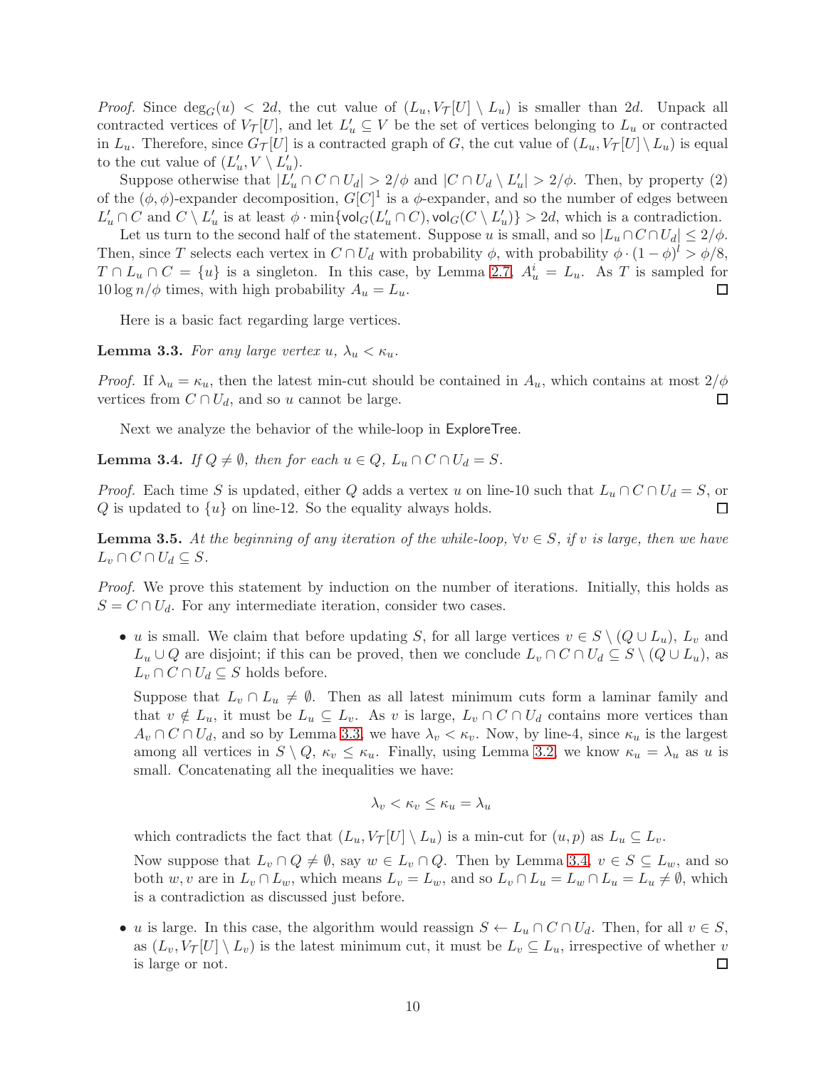*Proof.* Since $\deg_G(u) < 2d$, the cut value of $(L_u, V_\mathcal{T}[U] \setminus L_u)$ is smaller than $2d$. Unpack all contracted vertices of $V_\mathcal{T}[U]$, and let $L'_u \subseteq V$ be the set of vertices belonging to $L_u$ or contracted in $L_u$. Therefore, since $G_\mathcal{T}[U]$ is a contracted graph of $G$, the cut value of $(L_u, V_\mathcal{T}[U] \setminus L_u)$ is equal to the cut value of $(L'_u, V \setminus L'_u)$.

Suppose otherwise that $|L'_u \cap C \cap U_d| > 2/\phi$ and $|C \cap U_d \setminus L'_u| > 2/\phi$. Then, by property (2) of the $(\phi, \phi)$-expander decomposition, $G[C]^1$ is a $\phi$-expander, and so the number of edges between $L'_u \cap C$ and $C \setminus L'_u$ is at least $\phi \cdot \min\{\mathsf{vol}_G(L'_u \cap C), \mathsf{vol}_G(C \setminus L'_u)\} > 2d$, which is a contradiction.

Let us turn to the second half of the statement. Suppose $u$ is small, and so $|L_u \cap C \cap U_d| \leq 2/\phi$. Then, since $T$ selects each vertex in $C \cap U_d$ with probability $\phi$, with probability $\phi \cdot (1-\phi)^l > \phi/8$, $T \cap L_u \cap C = \{u\}$ is a singleton. In this case, by Lemma 2.7, $A^i_u = L_u$. As $T$ is sampled for $10 \log n/\phi$ times, with high probability $A_u = L_u$. ◻

Here is a basic fact regarding large vertices.

**Lemma 3.3.** *For any large vertex $u$, $\lambda_u < \kappa_u$.*

*Proof.* If $\lambda_u = \kappa_u$, then the latest min-cut should be contained in $A_u$, which contains at most $2/\phi$ vertices from $C \cap U_d$, and so $u$ cannot be large. ◻

Next we analyze the behavior of the while-loop in $\mathsf{ExploreTree}$.

**Lemma 3.4.** *If $Q \neq \emptyset$, then for each $u \in Q$, $L_u \cap C \cap U_d = S$.*

*Proof.* Each time $S$ is updated, either $Q$ adds a vertex $u$ on line-10 such that $L_u \cap C \cap U_d = S$, or $Q$ is updated to $\{u\}$ on line-12. So the equality always holds. ◻

**Lemma 3.5.** *At the beginning of any iteration of the while-loop, $\forall v \in S$, if $v$ is large, then we have $L_v \cap C \cap U_d \subseteq S$.*

*Proof.* We prove this statement by induction on the number of iterations. Initially, this holds as $S = C \cap U_d$. For any intermediate iteration, consider two cases.

- $u$ is small. We claim that before updating $S$, for all large vertices $v \in S \setminus (Q \cup L_u)$, $L_v$ and $L_u \cup Q$ are disjoint; if this can be proved, then we conclude $L_v \cap C \cap U_d \subseteq S \setminus (Q \cup L_u)$, as $L_v \cap C \cap U_d \subseteq S$ holds before.

  Suppose that $L_v \cap L_u \neq \emptyset$. Then as all latest minimum cuts form a laminar family and that $v \notin L_u$, it must be $L_u \subseteq L_v$. As $v$ is large, $L_v \cap C \cap U_d$ contains more vertices than $A_v \cap C \cap U_d$, and so by Lemma 3.3, we have $\lambda_v < \kappa_v$. Now, by line-4, since $\kappa_u$ is the largest among all vertices in $S \setminus Q$, $\kappa_v \leq \kappa_u$. Finally, using Lemma 3.2, we know $\kappa_u = \lambda_u$ as $u$ is small. Concatenating all the inequalities we have:

  $$\lambda_v < \kappa_v \leq \kappa_u = \lambda_u$$

  which contradicts the fact that $(L_u, V_\mathcal{T}[U] \setminus L_u)$ is a min-cut for $(u, p)$ as $L_u \subseteq L_v$.

  Now suppose that $L_v \cap Q \neq \emptyset$, say $w \in L_v \cap Q$. Then by Lemma 3.4, $v \in S \subseteq L_w$, and so both $w, v$ are in $L_v \cap L_w$, which means $L_v = L_w$, and so $L_v \cap L_u = L_w \cap L_u = L_u \neq \emptyset$, which is a contradiction as discussed just before.

- $u$ is large. In this case, the algorithm would reassign $S \leftarrow L_u \cap C \cap U_d$. Then, for all $v \in S$, as $(L_v, V_\mathcal{T}[U] \setminus L_v)$ is the latest minimum cut, it must be $L_v \subseteq L_u$, irrespective of whether $v$ is large or not. ◻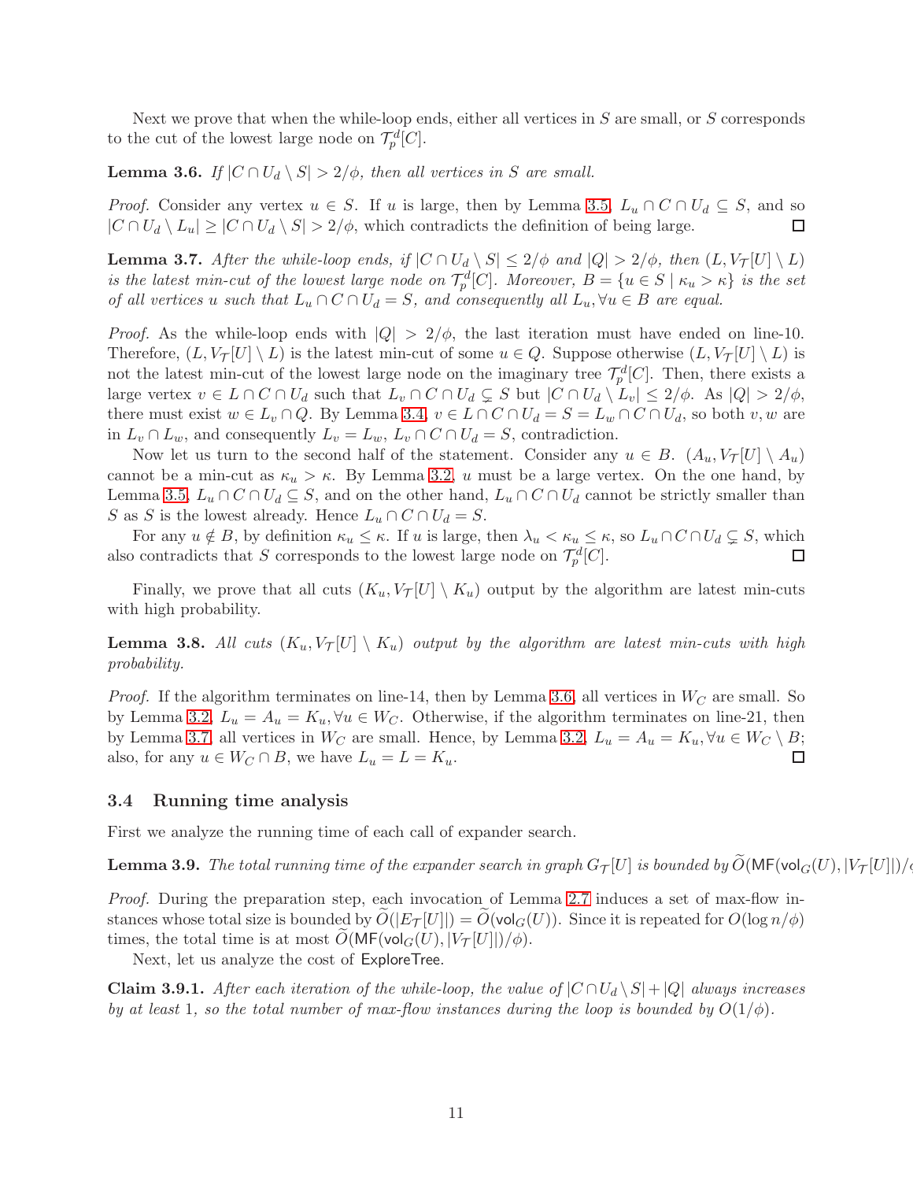Next we prove that when the while-loop ends, either all vertices in $S$ are small, or $S$ corresponds to the cut of the lowest large node on $\mathcal{T}_p^d[C]$.

**Lemma 3.6.** *If $|C \cap U_d \setminus S| > 2/\phi$, then all vertices in $S$ are small.*

*Proof.* Consider any vertex $u \in S$. If $u$ is large, then by Lemma 3.5, $L_u \cap C \cap U_d \subseteq S$, and so $|C \cap U_d \setminus L_u| \geq |C \cap U_d \setminus S| > 2/\phi$, which contradicts the definition of being large. □

**Lemma 3.7.** *After the while-loop ends, if $|C \cap U_d \setminus S| \leq 2/\phi$ and $|Q| > 2/\phi$, then $(L, V_\mathcal{T}[U] \setminus L)$ is the latest min-cut of the lowest large node on $\mathcal{T}_p^d[C]$. Moreover, $B = \{u \in S \mid \kappa_u > \kappa\}$ is the set of all vertices $u$ such that $L_u \cap C \cap U_d = S$, and consequently all $L_u, \forall u \in B$ are equal.*

*Proof.* As the while-loop ends with $|Q| > 2/\phi$, the last iteration must have ended on line-10. Therefore, $(L, V_\mathcal{T}[U] \setminus L)$ is the latest min-cut of some $u \in Q$. Suppose otherwise $(L, V_\mathcal{T}[U] \setminus L)$ is not the latest min-cut of the lowest large node on the imaginary tree $\mathcal{T}_p^d[C]$. Then, there exists a large vertex $v \in L \cap C \cap U_d$ such that $L_v \cap C \cap U_d \subsetneq S$ but $|C \cap U_d \setminus L_v| \leq 2/\phi$. As $|Q| > 2/\phi$, there must exist $w \in L_v \cap Q$. By Lemma 3.4, $v \in L \cap C \cap U_d = S = L_w \cap C \cap U_d$, so both $v, w$ are in $L_v \cap L_w$, and consequently $L_v = L_w$, $L_v \cap C \cap U_d = S$, contradiction.

Now let us turn to the second half of the statement. Consider any $u \in B$. $(A_u, V_\mathcal{T}[U] \setminus A_u)$ cannot be a min-cut as $\kappa_u > \kappa$. By Lemma 3.2, $u$ must be a large vertex. On the one hand, by Lemma 3.5, $L_u \cap C \cap U_d \subseteq S$, and on the other hand, $L_u \cap C \cap U_d$ cannot be strictly smaller than $S$ as $S$ is the lowest already. Hence $L_u \cap C \cap U_d = S$.

For any $u \notin B$, by definition $\kappa_u \leq \kappa$. If $u$ is large, then $\lambda_u < \kappa_u \leq \kappa$, so $L_u \cap C \cap U_d \subsetneq S$, which also contradicts that $S$ corresponds to the lowest large node on $\mathcal{T}_p^d[C]$. □

Finally, we prove that all cuts $(K_u, V_\mathcal{T}[U] \setminus K_u)$ output by the algorithm are latest min-cuts with high probability.

**Lemma 3.8.** *All cuts $(K_u, V_\mathcal{T}[U] \setminus K_u)$ output by the algorithm are latest min-cuts with high probability.*

*Proof.* If the algorithm terminates on line-14, then by Lemma 3.6, all vertices in $W_C$ are small. So by Lemma 3.2, $L_u = A_u = K_u, \forall u \in W_C$. Otherwise, if the algorithm terminates on line-21, then by Lemma 3.7, all vertices in $W_C$ are small. Hence, by Lemma 3.2, $L_u = A_u = K_u, \forall u \in W_C \setminus B$; also, for any $u \in W_C \cap B$, we have $L_u = L = K_u$. □

### 3.4 Running time analysis

First we analyze the running time of each call of expander search.

**Lemma 3.9.** *The total running time of the expander search in graph $G_\mathcal{T}[U]$ is bounded by $\widetilde{O}(\mathsf{MF}(\mathsf{vol}_G(U), |V_\mathcal{T}[U]|)/\phi$*

*Proof.* During the preparation step, each invocation of Lemma 2.7 induces a set of max-flow instances whose total size is bounded by $\widetilde{O}(|E_\mathcal{T}[U]|) = \widetilde{O}(\mathsf{vol}_G(U))$. Since it is repeated for $O(\log n/\phi)$ times, the total time is at most $\widetilde{O}(\mathsf{MF}(\mathsf{vol}_G(U), |V_\mathcal{T}[U]|)/\phi)$.

Next, let us analyze the cost of $\mathsf{ExploreTree}$.

**Claim 3.9.1.** *After each iteration of the while-loop, the value of $|C \cap U_d \setminus S| + |Q|$ always increases by at least 1, so the total number of max-flow instances during the loop is bounded by $O(1/\phi)$.*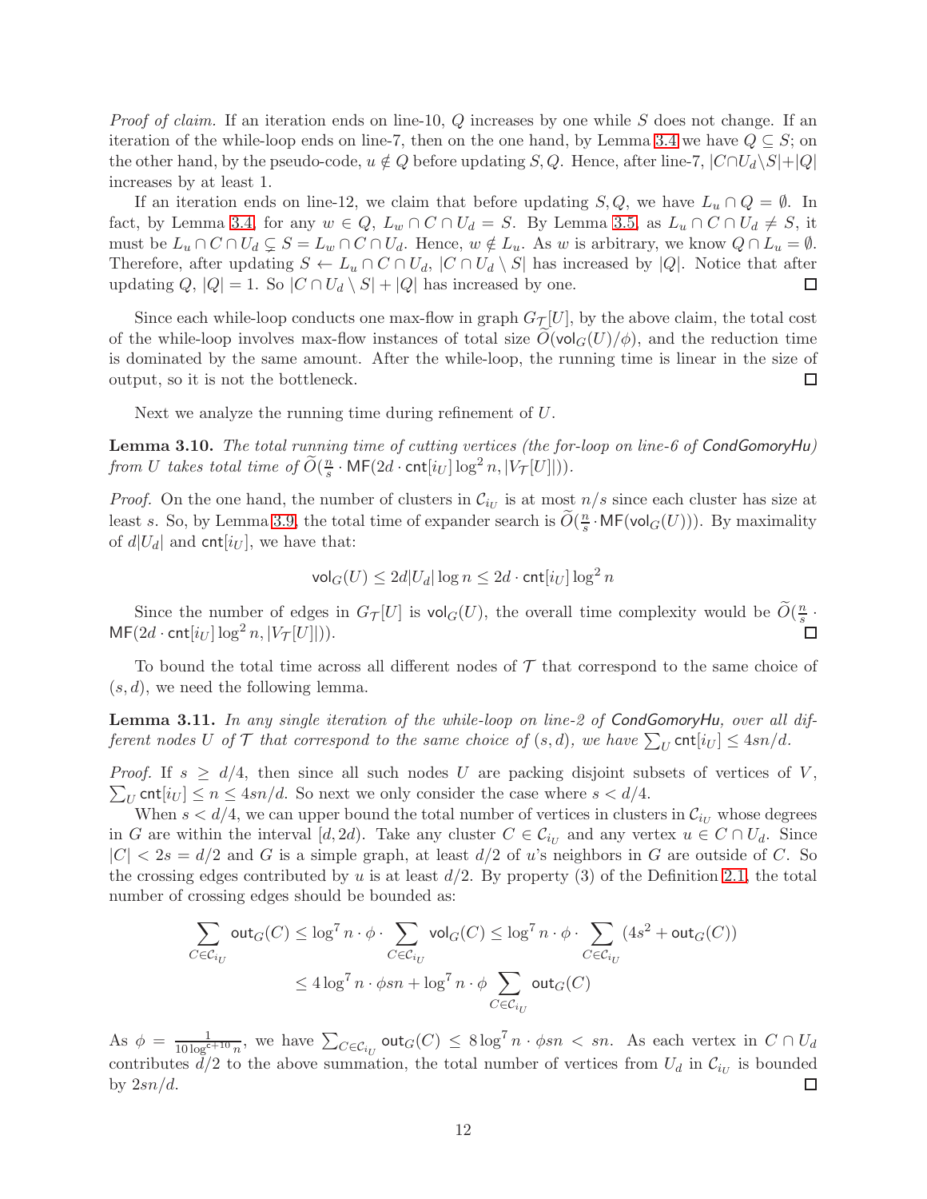*Proof of claim.* If an iteration ends on line-10, $Q$ increases by one while $S$ does not change. If an iteration of the while-loop ends on line-7, then on the one hand, by Lemma 3.4 we have $Q \subseteq S$; on the other hand, by the pseudo-code, $u \notin Q$ before updating $S, Q$. Hence, after line-7, $|C \cap U_d \setminus S| + |Q|$ increases by at least 1.

If an iteration ends on line-12, we claim that before updating $S, Q$, we have $L_u \cap Q = \emptyset$. In fact, by Lemma 3.4, for any $w \in Q$, $L_w \cap C \cap U_d = S$. By Lemma 3.5, as $L_u \cap C \cap U_d \neq S$, it must be $L_u \cap C \cap U_d \subsetneq S = L_w \cap C \cap U_d$. Hence, $w \notin L_u$. As $w$ is arbitrary, we know $Q \cap L_u = \emptyset$. Therefore, after updating $S \leftarrow L_u \cap C \cap U_d$, $|C \cap U_d \setminus S|$ has increased by $|Q|$. Notice that after updating $Q$, $|Q| = 1$. So $|C \cap U_d \setminus S| + |Q|$ has increased by one. ◻

Since each while-loop conducts one max-flow in graph $G_{\mathcal{T}}[U]$, by the above claim, the total cost of the while-loop involves max-flow instances of total size $\widetilde{O}(\mathsf{vol}_G(U)/\phi)$, and the reduction time is dominated by the same amount. After the while-loop, the running time is linear in the size of output, so it is not the bottleneck. ◻

Next we analyze the running time during refinement of $U$.

**Lemma 3.10.** *The total running time of cutting vertices (the for-loop on line-6 of* CondGomoryHu*) from $U$ takes total time of $\widetilde{O}(\frac{n}{s} \cdot \mathsf{MF}(2d \cdot \mathsf{cnt}[i_U] \log^2 n, |V_{\mathcal{T}}[U]|))$.*

*Proof.* On the one hand, the number of clusters in $\mathcal{C}_{i_U}$ is at most $n/s$ since each cluster has size at least $s$. So, by Lemma 3.9, the total time of expander search is $\widetilde{O}(\frac{n}{s} \cdot \mathsf{MF}(\mathsf{vol}_G(U)))$. By maximality of $d|U_d|$ and $\mathsf{cnt}[i_U]$, we have that:

$$\mathsf{vol}_G(U) \leq 2d|U_d| \log n \leq 2d \cdot \mathsf{cnt}[i_U] \log^2 n$$

Since the number of edges in $G_{\mathcal{T}}[U]$ is $\mathsf{vol}_G(U)$, the overall time complexity would be $\widetilde{O}(\frac{n}{s} \cdot \mathsf{MF}(2d \cdot \mathsf{cnt}[i_U] \log^2 n, |V_{\mathcal{T}}[U]|))$. ◻

To bound the total time across all different nodes of $\mathcal{T}$ that correspond to the same choice of $(s, d)$, we need the following lemma.

**Lemma 3.11.** *In any single iteration of the while-loop on line-2 of* CondGomoryHu*, over all different nodes $U$ of $\mathcal{T}$ that correspond to the same choice of $(s, d)$, we have $\sum_U \mathsf{cnt}[i_U] \leq 4sn/d$.*

*Proof.* If $s \geq d/4$, then since all such nodes $U$ are packing disjoint subsets of vertices of $V$, $\sum_U \mathsf{cnt}[i_U] \leq n \leq 4sn/d$. So next we only consider the case where $s < d/4$.

When $s < d/4$, we can upper bound the total number of vertices in clusters in $\mathcal{C}_{i_U}$ whose degrees in $G$ are within the interval $[d, 2d)$. Take any cluster $C \in \mathcal{C}_{i_U}$ and any vertex $u \in C \cap U_d$. Since $|C| < 2s = d/2$ and $G$ is a simple graph, at least $d/2$ of $u$'s neighbors in $G$ are outside of $C$. So the crossing edges contributed by $u$ is at least $d/2$. By property (3) of the Definition 2.1, the total number of crossing edges should be bounded as:

$$\begin{aligned}
\sum_{C \in \mathcal{C}_{i_U}} \mathsf{out}_G(C) &\leq \log^7 n \cdot \phi \cdot \sum_{C \in \mathcal{C}_{i_U}} \mathsf{vol}_G(C) \leq \log^7 n \cdot \phi \cdot \sum_{C \in \mathcal{C}_{i_U}} (4s^2 + \mathsf{out}_G(C)) \\
&\leq 4 \log^7 n \cdot \phi s n + \log^7 n \cdot \phi \sum_{C \in \mathcal{C}_{i_U}} \mathsf{out}_G(C)
\end{aligned}$$

As $\phi = \frac{1}{10 \log^{c+10} n}$, we have $\sum_{C \in \mathcal{C}_{i_U}} \mathsf{out}_G(C) \leq 8 \log^7 n \cdot \phi s n < sn$. As each vertex in $C \cap U_d$ contributes $d/2$ to the above summation, the total number of vertices from $U_d$ in $\mathcal{C}_{i_U}$ is bounded by $2sn/d$. ◻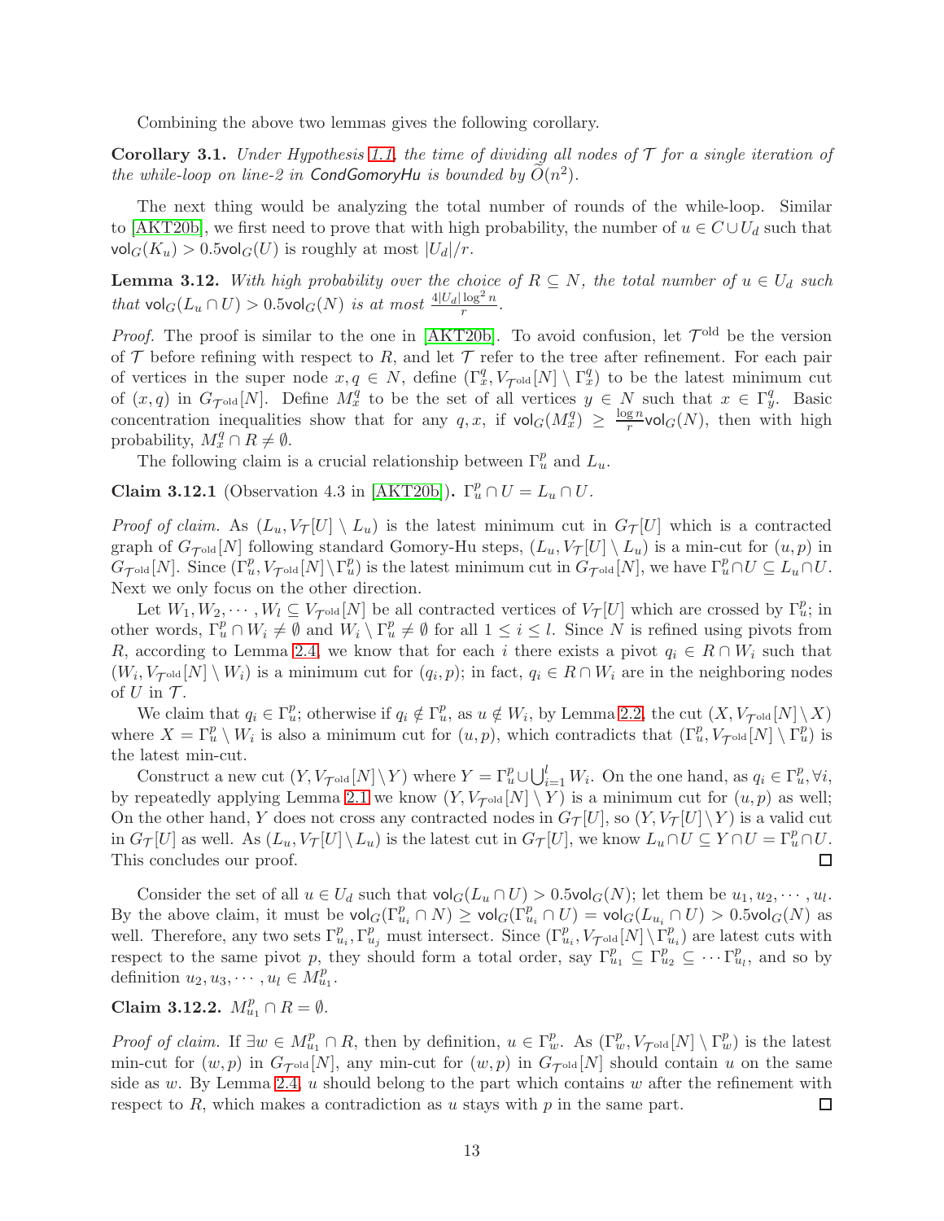Combining the above two lemmas gives the following corollary.

**Corollary 3.1.** *Under Hypothesis 1.1, the time of dividing all nodes of $\mathcal{T}$ for a single iteration of the while-loop on line-2 in* CondGomoryHu *is bounded by $\tilde{O}(n^2)$.*

The next thing would be analyzing the total number of rounds of the while-loop. Similar to [AKT20b], we first need to prove that with high probability, the number of $u \in C \cup U_d$ such that $\mathsf{vol}_G(K_u) > 0.5\mathsf{vol}_G(U)$ is roughly at most $|U_d|/r$.

**Lemma 3.12.** *With high probability over the choice of $R \subseteq N$, the total number of $u \in U_d$ such that $\mathsf{vol}_G(L_u \cap U) > 0.5\mathsf{vol}_G(N)$ is at most $\frac{4|U_d|\log^2 n}{r}$.*

*Proof.* The proof is similar to the one in [AKT20b]. To avoid confusion, let $\mathcal{T}^{\text{old}}$ be the version of $\mathcal{T}$ before refining with respect to $R$, and let $\mathcal{T}$ refer to the tree after refinement. For each pair of vertices in the super node $x, q \in N$, define $(\Gamma_x^q, V_{\mathcal{T}^{\text{old}}}[N] \setminus \Gamma_x^q)$ to be the latest minimum cut of $(x, q)$ in $G_{\mathcal{T}^{\text{old}}}[N]$. Define $M_x^q$ to be the set of all vertices $y \in N$ such that $x \in \Gamma_y^q$. Basic concentration inequalities show that for any $q, x$, if $\mathsf{vol}_G(M_x^q) \geq \frac{\log n}{r}\mathsf{vol}_G(N)$, then with high probability, $M_x^q \cap R \neq \emptyset$.

The following claim is a crucial relationship between $\Gamma_u^p$ and $L_u$.

**Claim 3.12.1** (Observation 4.3 in [AKT20b])**.** $\Gamma_u^p \cap U = L_u \cap U$.

*Proof of claim.* As $(L_u, V_{\mathcal{T}}[U] \setminus L_u)$ is the latest minimum cut in $G_{\mathcal{T}}[U]$ which is a contracted graph of $G_{\mathcal{T}^{\text{old}}}[N]$ following standard Gomory-Hu steps, $(L_u, V_{\mathcal{T}}[U] \setminus L_u)$ is a min-cut for $(u, p)$ in $G_{\mathcal{T}^{\text{old}}}[N]$. Since $(\Gamma_u^p, V_{\mathcal{T}^{\text{old}}}[N] \setminus \Gamma_u^p)$ is the latest minimum cut in $G_{\mathcal{T}^{\text{old}}}[N]$, we have $\Gamma_u^p \cap U \subseteq L_u \cap U$. Next we only focus on the other direction.

Let $W_1, W_2, \cdots, W_l \subseteq V_{\mathcal{T}^{\text{old}}}[N]$ be all contracted vertices of $V_{\mathcal{T}}[U]$ which are crossed by $\Gamma_u^p$; in other words, $\Gamma_u^p \cap W_i \neq \emptyset$ and $W_i \setminus \Gamma_u^p \neq \emptyset$ for all $1 \leq i \leq l$. Since $N$ is refined using pivots from $R$, according to Lemma 2.4, we know that for each $i$ there exists a pivot $q_i \in R \cap W_i$ such that $(W_i, V_{\mathcal{T}^{\text{old}}}[N] \setminus W_i)$ is a minimum cut for $(q_i, p)$; in fact, $q_i \in R \cap W_i$ are in the neighboring nodes of $U$ in $\mathcal{T}$.

We claim that $q_i \in \Gamma_u^p$; otherwise if $q_i \notin \Gamma_u^p$, as $u \notin W_i$, by Lemma 2.2, the cut $(X, V_{\mathcal{T}^{\text{old}}}[N] \setminus X)$ where $X = \Gamma_u^p \setminus W_i$ is also a minimum cut for $(u, p)$, which contradicts that $(\Gamma_u^p, V_{\mathcal{T}^{\text{old}}}[N] \setminus \Gamma_u^p)$ is the latest min-cut.

Construct a new cut $(Y, V_{\mathcal{T}^{\text{old}}}[N] \setminus Y)$ where $Y = \Gamma_u^p \cup \bigcup_{i=1}^{l} W_i$. On the one hand, as $q_i \in \Gamma_u^p, \forall i$, by repeatedly applying Lemma 2.1 we know $(Y, V_{\mathcal{T}^{\text{old}}}[N] \setminus Y)$ is a minimum cut for $(u, p)$ as well; On the other hand, $Y$ does not cross any contracted nodes in $G_{\mathcal{T}}[U]$, so $(Y, V_{\mathcal{T}}[U] \setminus Y)$ is a valid cut in $G_{\mathcal{T}}[U]$ as well. As $(L_u, V_{\mathcal{T}}[U] \setminus L_u)$ is the latest cut in $G_{\mathcal{T}}[U]$, we know $L_u \cap U \subseteq Y \cap U = \Gamma_u^p \cap U$. This concludes our proof. ◻

Consider the set of all $u \in U_d$ such that $\mathsf{vol}_G(L_u \cap U) > 0.5\mathsf{vol}_G(N)$; let them be $u_1, u_2, \cdots, u_l$. By the above claim, it must be $\mathsf{vol}_G(\Gamma_{u_i}^p \cap N) \geq \mathsf{vol}_G(\Gamma_{u_i}^p \cap U) = \mathsf{vol}_G(L_{u_i} \cap U) > 0.5\mathsf{vol}_G(N)$ as well. Therefore, any two sets $\Gamma_{u_i}^p, \Gamma_{u_j}^p$ must intersect. Since $(\Gamma_{u_i}^p, V_{\mathcal{T}^{\text{old}}}[N] \setminus \Gamma_{u_i}^p)$ are latest cuts with respect to the same pivot $p$, they should form a total order, say $\Gamma_{u_1}^p \subseteq \Gamma_{u_2}^p \subseteq \cdots \Gamma_{u_l}^p$, and so by definition $u_2, u_3, \cdots, u_l \in M_{u_1}^p$.

**Claim 3.12.2.** $M_{u_1}^p \cap R = \emptyset$.

*Proof of claim.* If $\exists w \in M_{u_1}^p \cap R$, then by definition, $u \in \Gamma_w^p$. As $(\Gamma_w^p, V_{\mathcal{T}^{\text{old}}}[N] \setminus \Gamma_w^p)$ is the latest min-cut for $(w, p)$ in $G_{\mathcal{T}^{\text{old}}}[N]$, any min-cut for $(w, p)$ in $G_{\mathcal{T}^{\text{old}}}[N]$ should contain $u$ on the same side as $w$. By Lemma 2.4, $u$ should belong to the part which contains $w$ after the refinement with respect to $R$, which makes a contradiction as $u$ stays with $p$ in the same part. ◻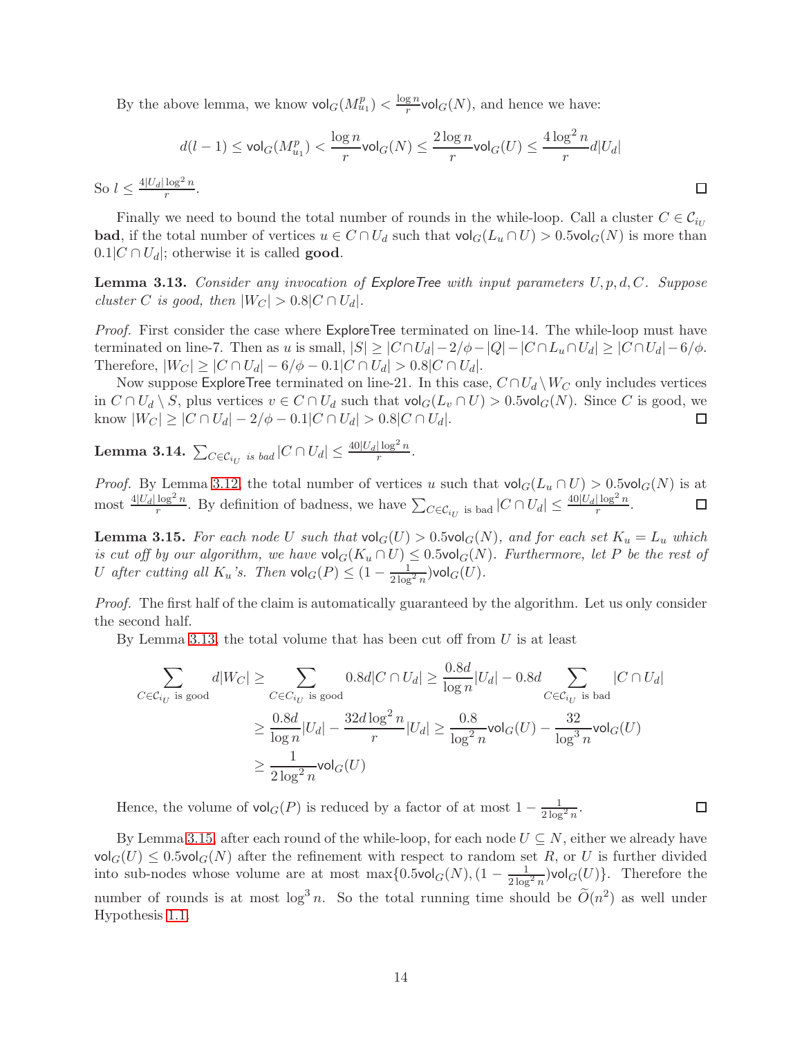By the above lemma, we know $\mathsf{vol}_G(M^p_{u_1}) < \frac{\log n}{r}\mathsf{vol}_G(N)$, and hence we have:

$$d(l-1) \leq \mathsf{vol}_G(M^p_{u_1}) < \frac{\log n}{r}\mathsf{vol}_G(N) \leq \frac{2\log n}{r}\mathsf{vol}_G(U) \leq \frac{4\log^2 n}{r}d|U_d|$$

So $l \leq \frac{4|U_d|\log^2 n}{r}$. ◻

Finally we need to bound the total number of rounds in the while-loop. Call a cluster $C \in \mathcal{C}_{i_U}$ **bad**, if the total number of vertices $u \in C \cap U_d$ such that $\mathsf{vol}_G(L_u \cap U) > 0.5\mathsf{vol}_G(N)$ is more than $0.1|C \cap U_d|$; otherwise it is called **good**.

**Lemma 3.13.** *Consider any invocation of ExploreTree with input parameters $U, p, d, C$. Suppose cluster $C$ is good, then $|W_C| > 0.8|C \cap U_d|$.*

*Proof.* First consider the case where ExploreTree terminated on line-14. The while-loop must have terminated on line-7. Then as $u$ is small, $|S| \geq |C \cap U_d| - 2/\phi - |Q| - |C \cap L_u \cap U_d| \geq |C \cap U_d| - 6/\phi$. Therefore, $|W_C| \geq |C \cap U_d| - 6/\phi - 0.1|C \cap U_d| > 0.8|C \cap U_d|$.

Now suppose ExploreTree terminated on line-21. In this case, $C \cap U_d \setminus W_C$ only includes vertices in $C \cap U_d \setminus S$, plus vertices $v \in C \cap U_d$ such that $\mathsf{vol}_G(L_v \cap U) > 0.5\mathsf{vol}_G(N)$. Since $C$ is good, we know $|W_C| \geq |C \cap U_d| - 2/\phi - 0.1|C \cap U_d| > 0.8|C \cap U_d|$. ◻

**Lemma 3.14.** $\sum_{C \in \mathcal{C}_{i_U} \text{ is bad}} |C \cap U_d| \leq \frac{40|U_d|\log^2 n}{r}$.

*Proof.* By Lemma 3.12, the total number of vertices $u$ such that $\mathsf{vol}_G(L_u \cap U) > 0.5\mathsf{vol}_G(N)$ is at most $\frac{4|U_d|\log^2 n}{r}$. By definition of badness, we have $\sum_{C \in \mathcal{C}_{i_U} \text{ is bad}} |C \cap U_d| \leq \frac{40|U_d|\log^2 n}{r}$. ◻

**Lemma 3.15.** *For each node $U$ such that $\mathsf{vol}_G(U) > 0.5\mathsf{vol}_G(N)$, and for each set $K_u = L_u$ which is cut off by our algorithm, we have $\mathsf{vol}_G(K_u \cap U) \leq 0.5\mathsf{vol}_G(N)$. Furthermore, let $P$ be the rest of $U$ after cutting all $K_u$'s. Then $\mathsf{vol}_G(P) \leq (1 - \frac{1}{2\log^2 n})\mathsf{vol}_G(U)$.*

*Proof.* The first half of the claim is automatically guaranteed by the algorithm. Let us only consider the second half.

By Lemma 3.13, the total volume that has been cut off from $U$ is at least

$$\begin{aligned}
\sum_{C \in \mathcal{C}_{i_U} \text{ is good}} d|W_C| &\geq \sum_{C \in \mathcal{C}_{i_U} \text{ is good}} 0.8d|C \cap U_d| \geq \frac{0.8d}{\log n}|U_d| - 0.8d \sum_{C \in \mathcal{C}_{i_U} \text{ is bad}} |C \cap U_d| \\
&\geq \frac{0.8d}{\log n}|U_d| - \frac{32d\log^2 n}{r}|U_d| \geq \frac{0.8}{\log^2 n}\mathsf{vol}_G(U) - \frac{32}{\log^3 n}\mathsf{vol}_G(U) \\
&\geq \frac{1}{2\log^2 n}\mathsf{vol}_G(U)
\end{aligned}$$

Hence, the volume of $\mathsf{vol}_G(P)$ is reduced by a factor of at most $1 - \frac{1}{2\log^2 n}$. ◻

By Lemma 3.15, after each round of the while-loop, for each node $U \subseteq N$, either we already have $\mathsf{vol}_G(U) \leq 0.5\mathsf{vol}_G(N)$ after the refinement with respect to random set $R$, or $U$ is further divided into sub-nodes whose volume are at most $\max\{0.5\mathsf{vol}_G(N), (1 - \frac{1}{2\log^2 n})\mathsf{vol}_G(U)\}$. Therefore the number of rounds is at most $\log^3 n$. So the total running time should be $\widetilde{O}(n^2)$ as well under Hypothesis 1.1.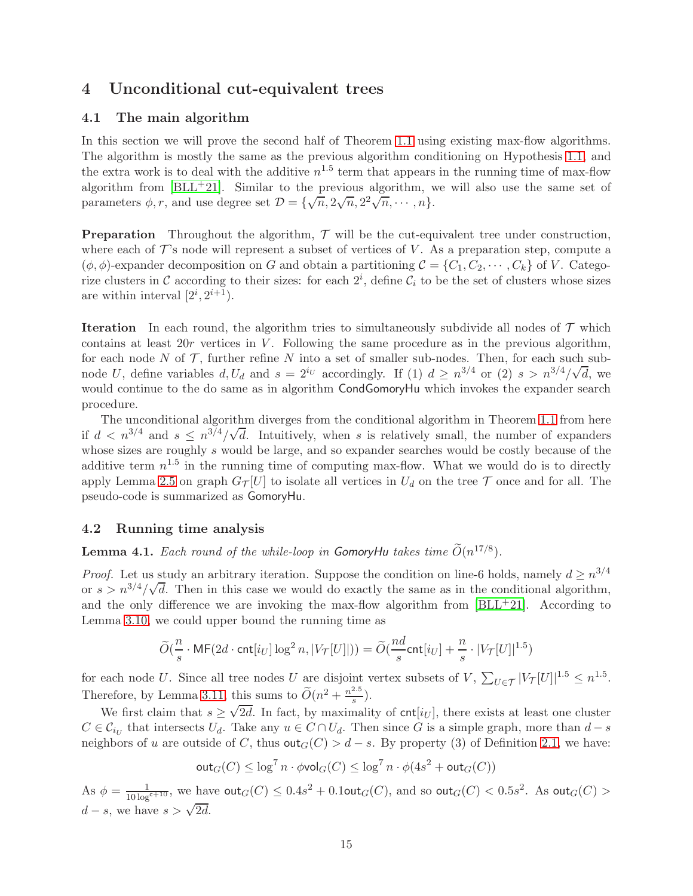# 4 Unconditional cut-equivalent trees

## 4.1 The main algorithm

In this section we will prove the second half of Theorem 1.1 using existing max-flow algorithms. The algorithm is mostly the same as the previous algorithm conditioning on Hypothesis 1.1, and the extra work is to deal with the additive $n^{1.5}$ term that appears in the running time of max-flow algorithm from [BLL+21]. Similar to the previous algorithm, we will also use the same set of parameters $\phi, r$, and use degree set $\mathcal{D} = \{\sqrt{n}, 2\sqrt{n}, 2^2\sqrt{n}, \cdots, n\}$.

**Preparation** Throughout the algorithm, $\mathcal{T}$ will be the cut-equivalent tree under construction, where each of $\mathcal{T}$'s node will represent a subset of vertices of $V$. As a preparation step, compute a $(\phi, \phi)$-expander decomposition on $G$ and obtain a partitioning $\mathcal{C} = \{C_1, C_2, \cdots, C_k\}$ of $V$. Categorize clusters in $\mathcal{C}$ according to their sizes: for each $2^i$, define $\mathcal{C}_i$ to be the set of clusters whose sizes are within interval $[2^i, 2^{i+1})$.

**Iteration** In each round, the algorithm tries to simultaneously subdivide all nodes of $\mathcal{T}$ which contains at least $20r$ vertices in $V$. Following the same procedure as in the previous algorithm, for each node $N$ of $\mathcal{T}$, further refine $N$ into a set of smaller sub-nodes. Then, for each such sub-node $U$, define variables $d, U_d$ and $s = 2^{i_U}$ accordingly. If (1) $d \geq n^{3/4}$ or (2) $s > n^{3/4}/\sqrt{d}$, we would continue to the do same as in algorithm CondGomoryHu which invokes the expander search procedure.

The unconditional algorithm diverges from the conditional algorithm in Theorem 1.1 from here if $d < n^{3/4}$ and $s \leq n^{3/4}/\sqrt{d}$. Intuitively, when $s$ is relatively small, the number of expanders whose sizes are roughly $s$ would be large, and so expander searches would be costly because of the additive term $n^{1.5}$ in the running time of computing max-flow. What we would do is to directly apply Lemma 2.5 on graph $G_{\mathcal{T}}[U]$ to isolate all vertices in $U_d$ on the tree $\mathcal{T}$ once and for all. The pseudo-code is summarized as GomoryHu.

## 4.2 Running time analysis

**Lemma 4.1.** *Each round of the while-loop in GomoryHu takes time $\widetilde{O}(n^{17/8})$.*

*Proof.* Let us study an arbitrary iteration. Suppose the condition on line-6 holds, namely $d \geq n^{3/4}$ or $s > n^{3/4}/\sqrt{d}$. Then in this case we would do exactly the same as in the conditional algorithm, and the only difference we are invoking the max-flow algorithm from [BLL+21]. According to Lemma 3.10, we could upper bound the running time as

$$\widetilde{O}(\frac{n}{s} \cdot \mathsf{MF}(2d \cdot \mathsf{cnt}[i_U] \log^2 n, |V_{\mathcal{T}}[U]|)) = \widetilde{O}(\frac{nd}{s}\mathsf{cnt}[i_U] + \frac{n}{s} \cdot |V_{\mathcal{T}}[U]|^{1.5})$$

for each node $U$. Since all tree nodes $U$ are disjoint vertex subsets of $V$, $\sum_{U \in \mathcal{T}} |V_{\mathcal{T}}[U]|^{1.5} \leq n^{1.5}$. Therefore, by Lemma 3.11, this sums to $\widetilde{O}(n^2 + \frac{n^{2.5}}{s})$.

We first claim that $s \geq \sqrt{2d}$. In fact, by maximality of $\mathsf{cnt}[i_U]$, there exists at least one cluster $C \in \mathcal{C}_{i_U}$ that intersects $U_d$. Take any $u \in C \cap U_d$. Then since $G$ is a simple graph, more than $d - s$ neighbors of $u$ are outside of $C$, thus $\mathsf{out}_G(C) > d - s$. By property (3) of Definition 2.1, we have:

$$\mathsf{out}_G(C) \leq \log^7 n \cdot \phi \mathsf{vol}_G(C) \leq \log^7 n \cdot \phi(4s^2 + \mathsf{out}_G(C))$$

As $\phi = \frac{1}{10 \log^{c+10}}$, we have $\mathsf{out}_G(C) \leq 0.4s^2 + 0.1\mathsf{out}_G(C)$, and so $\mathsf{out}_G(C) < 0.5s^2$. As $\mathsf{out}_G(C) > d - s$, we have $s > \sqrt{2d}$.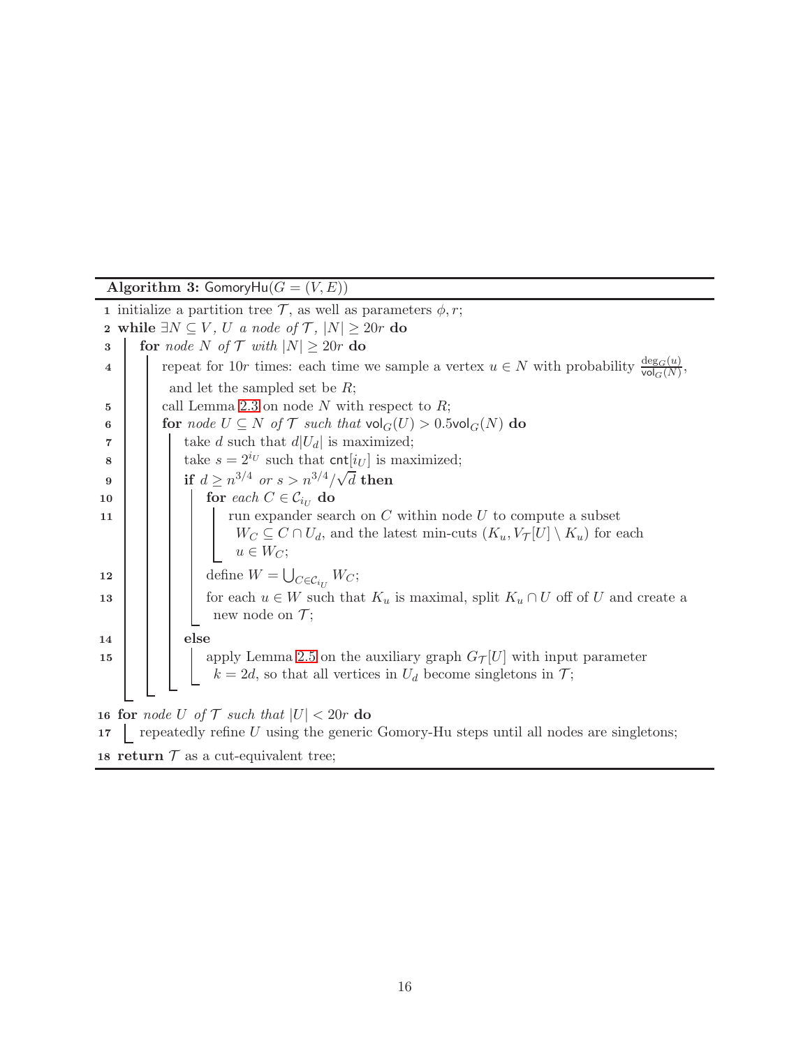**Algorithm 3:** $\mathsf{GomoryHu}(G = (V, E))$

```
1  initialize a partition tree T, as well as parameters φ, r;
2  while ∃N ⊆ V, U a node of T, |N| ≥ 20r do
3  |  for node N of T with |N| ≥ 20r do
4  |  |  repeat for 10r times: each time we sample a vertex u ∈ N with probability deg_G(u)/vol_G(N),
   |  |   and let the sampled set be R;
5  |  |  call Lemma 2.3 on node N with respect to R;
6  |  |  for node U ⊆ N of T such that vol_G(U) > 0.5vol_G(N) do
7  |  |  |  take d such that d|U_d| is maximized;
8  |  |  |  take s = 2^{i_U} such that cnt[i_U] is maximized;
9  |  |  |  if d ≥ n^{3/4} or s > n^{3/4}/√d then
10 |  |  |  |  for each C ∈ C_{i_U} do
11 |  |  |  |  |  run expander search on C within node U to compute a subset
   |  |  |  |  |   W_C ⊆ C ∩ U_d, and the latest min-cuts (K_u, V_T[U] \ K_u) for each
   |  |  |  |  |   u ∈ W_C;
12 |  |  |  |  define W = ⋃_{C ∈ C_{i_U}} W_C;
13 |  |  |  |  for each u ∈ W such that K_u is maximal, split K_u ∩ U off of U and create a
   |  |  |  |   new node on T;
14 |  |  |  else
15 |  |  |  |  apply Lemma 2.5 on the auxiliary graph G_T[U] with input parameter
   |  |  |  |   k = 2d, so that all vertices in U_d become singletons in T;
16 for node U of T such that |U| < 20r do
17 |  repeatedly refine U using the generic Gomory-Hu steps until all nodes are singletons;
18 return T as a cut-equivalent tree;
```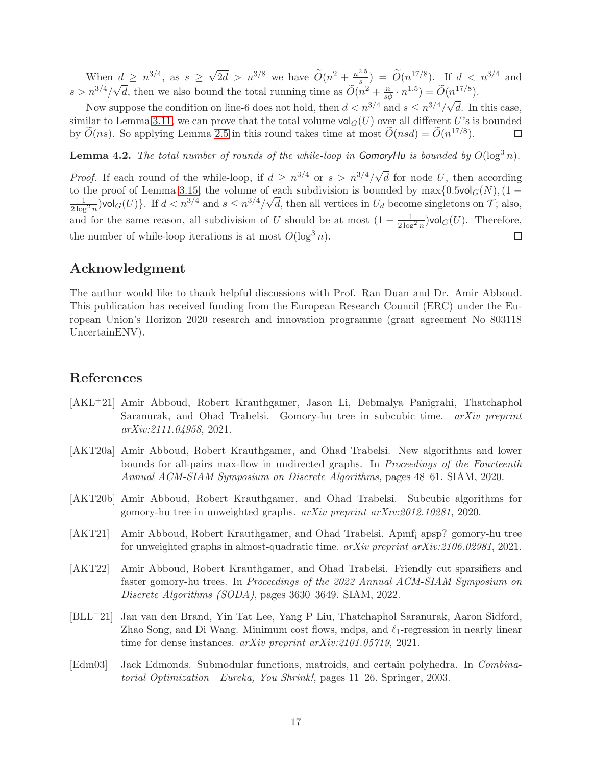When $d \geq n^{3/4}$, as $s \geq \sqrt{2d} > n^{3/8}$ we have $\widetilde{O}(n^2 + \frac{n^{2.5}}{s}) = \widetilde{O}(n^{17/8})$. If $d < n^{3/4}$ and $s > n^{3/4}/\sqrt{d}$, then we also bound the total running time as $\widetilde{O}(n^2 + \frac{n}{s\phi} \cdot n^{1.5}) = \widetilde{O}(n^{17/8})$.

Now suppose the condition on line-6 does not hold, then $d < n^{3/4}$ and $s \leq n^{3/4}/\sqrt{d}$. In this case, similar to Lemma 3.11, we can prove that the total volume $\mathsf{vol}_G(U)$ over all different $U$'s is bounded by $\widetilde{O}(ns)$. So applying Lemma 2.5 in this round takes time at most $\widetilde{O}(nsd) = \widetilde{O}(n^{17/8})$. □

**Lemma 4.2.** *The total number of rounds of the while-loop in* GomoryHu *is bounded by* $O(\log^3 n)$.

*Proof.* If each round of the while-loop, if $d \geq n^{3/4}$ or $s > n^{3/4}/\sqrt{d}$ for node $U$, then according to the proof of Lemma 3.15, the volume of each subdivision is bounded by $\max\{0.5\mathsf{vol}_G(N), (1 - \frac{1}{2\log^2 n})\mathsf{vol}_G(U)\}$. If $d < n^{3/4}$ and $s \leq n^{3/4}/\sqrt{d}$, then all vertices in $U_d$ become singletons on $\mathcal{T}$; also, and for the same reason, all subdivision of $U$ should be at most $(1 - \frac{1}{2\log^2 n})\mathsf{vol}_G(U)$. Therefore, the number of while-loop iterations is at most $O(\log^3 n)$. □

## Acknowledgment

The author would like to thank helpful discussions with Prof. Ran Duan and Dr. Amir Abboud. This publication has received funding from the European Research Council (ERC) under the European Union's Horizon 2020 research and innovation programme (grant agreement No 803118 UncertainENV).

## References

[AKL+21] Amir Abboud, Robert Krauthgamer, Jason Li, Debmalya Panigrahi, Thatchaphol Saranurak, and Ohad Trabelsi. Gomory-hu tree in subcubic time. *arXiv preprint arXiv:2111.04958*, 2021.

[AKT20a] Amir Abboud, Robert Krauthgamer, and Ohad Trabelsi. New algorithms and lower bounds for all-pairs max-flow in undirected graphs. In *Proceedings of the Fourteenth Annual ACM-SIAM Symposium on Discrete Algorithms*, pages 48–61. SIAM, 2020.

[AKT20b] Amir Abboud, Robert Krauthgamer, and Ohad Trabelsi. Subcubic algorithms for gomory-hu tree in unweighted graphs. *arXiv preprint arXiv:2012.10281*, 2020.

[AKT21] Amir Abboud, Robert Krauthgamer, and Ohad Trabelsi. Apmf¡ apsp? gomory-hu tree for unweighted graphs in almost-quadratic time. *arXiv preprint arXiv:2106.02981*, 2021.

[AKT22] Amir Abboud, Robert Krauthgamer, and Ohad Trabelsi. Friendly cut sparsifiers and faster gomory-hu trees. In *Proceedings of the 2022 Annual ACM-SIAM Symposium on Discrete Algorithms (SODA)*, pages 3630–3649. SIAM, 2022.

[BLL+21] Jan van den Brand, Yin Tat Lee, Yang P Liu, Thatchaphol Saranurak, Aaron Sidford, Zhao Song, and Di Wang. Minimum cost flows, mdps, and $\ell_1$-regression in nearly linear time for dense instances. *arXiv preprint arXiv:2101.05719*, 2021.

[Edm03] Jack Edmonds. Submodular functions, matroids, and certain polyhedra. In *Combinatorial Optimization—Eureka, You Shrink!*, pages 11–26. Springer, 2003.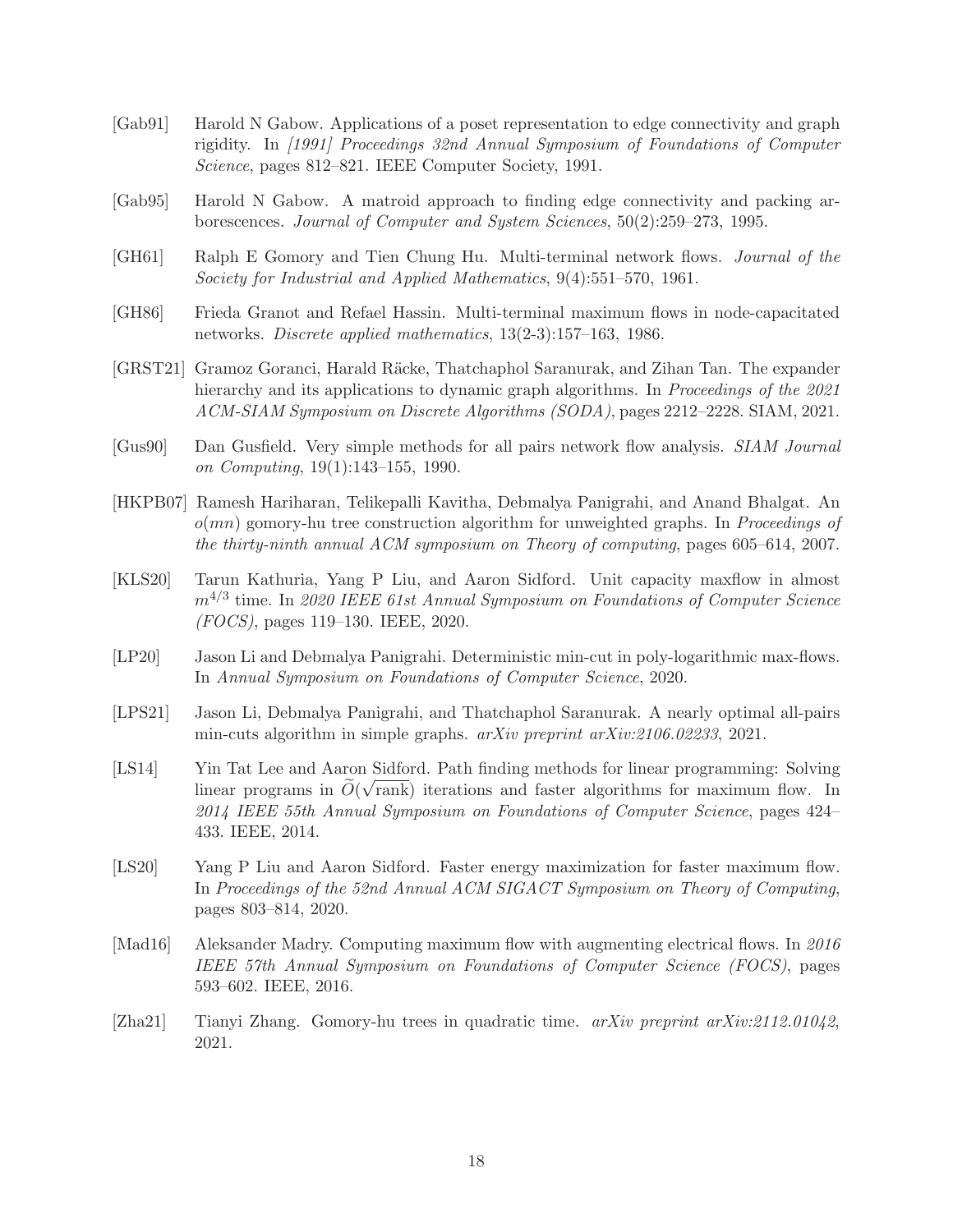[Gab91] Harold N Gabow. Applications of a poset representation to edge connectivity and graph rigidity. In *[1991] Proceedings 32nd Annual Symposium of Foundations of Computer Science*, pages 812–821. IEEE Computer Society, 1991.

[Gab95] Harold N Gabow. A matroid approach to finding edge connectivity and packing arborescences. *Journal of Computer and System Sciences*, 50(2):259–273, 1995.

[GH61] Ralph E Gomory and Tien Chung Hu. Multi-terminal network flows. *Journal of the Society for Industrial and Applied Mathematics*, 9(4):551–570, 1961.

[GH86] Frieda Granot and Refael Hassin. Multi-terminal maximum flows in node-capacitated networks. *Discrete applied mathematics*, 13(2-3):157–163, 1986.

[GRST21] Gramoz Goranci, Harald Räcke, Thatchaphol Saranurak, and Zihan Tan. The expander hierarchy and its applications to dynamic graph algorithms. In *Proceedings of the 2021 ACM-SIAM Symposium on Discrete Algorithms (SODA)*, pages 2212–2228. SIAM, 2021.

[Gus90] Dan Gusfield. Very simple methods for all pairs network flow analysis. *SIAM Journal on Computing*, 19(1):143–155, 1990.

[HKPB07] Ramesh Hariharan, Telikepalli Kavitha, Debmalya Panigrahi, and Anand Bhalgat. An $o(mn)$ gomory-hu tree construction algorithm for unweighted graphs. In *Proceedings of the thirty-ninth annual ACM symposium on Theory of computing*, pages 605–614, 2007.

[KLS20] Tarun Kathuria, Yang P Liu, and Aaron Sidford. Unit capacity maxflow in almost $m^{4/3}$ time. In *2020 IEEE 61st Annual Symposium on Foundations of Computer Science (FOCS)*, pages 119–130. IEEE, 2020.

[LP20] Jason Li and Debmalya Panigrahi. Deterministic min-cut in poly-logarithmic max-flows. In *Annual Symposium on Foundations of Computer Science*, 2020.

[LPS21] Jason Li, Debmalya Panigrahi, and Thatchaphol Saranurak. A nearly optimal all-pairs min-cuts algorithm in simple graphs. *arXiv preprint arXiv:2106.02233*, 2021.

[LS14] Yin Tat Lee and Aaron Sidford. Path finding methods for linear programming: Solving linear programs in $\widetilde{O}(\sqrt{\text{rank}})$ iterations and faster algorithms for maximum flow. In *2014 IEEE 55th Annual Symposium on Foundations of Computer Science*, pages 424–433. IEEE, 2014.

[LS20] Yang P Liu and Aaron Sidford. Faster energy maximization for faster maximum flow. In *Proceedings of the 52nd Annual ACM SIGACT Symposium on Theory of Computing*, pages 803–814, 2020.

[Mad16] Aleksander Madry. Computing maximum flow with augmenting electrical flows. In *2016 IEEE 57th Annual Symposium on Foundations of Computer Science (FOCS)*, pages 593–602. IEEE, 2016.

[Zha21] Tianyi Zhang. Gomory-hu trees in quadratic time. *arXiv preprint arXiv:2112.01042*, 2021.